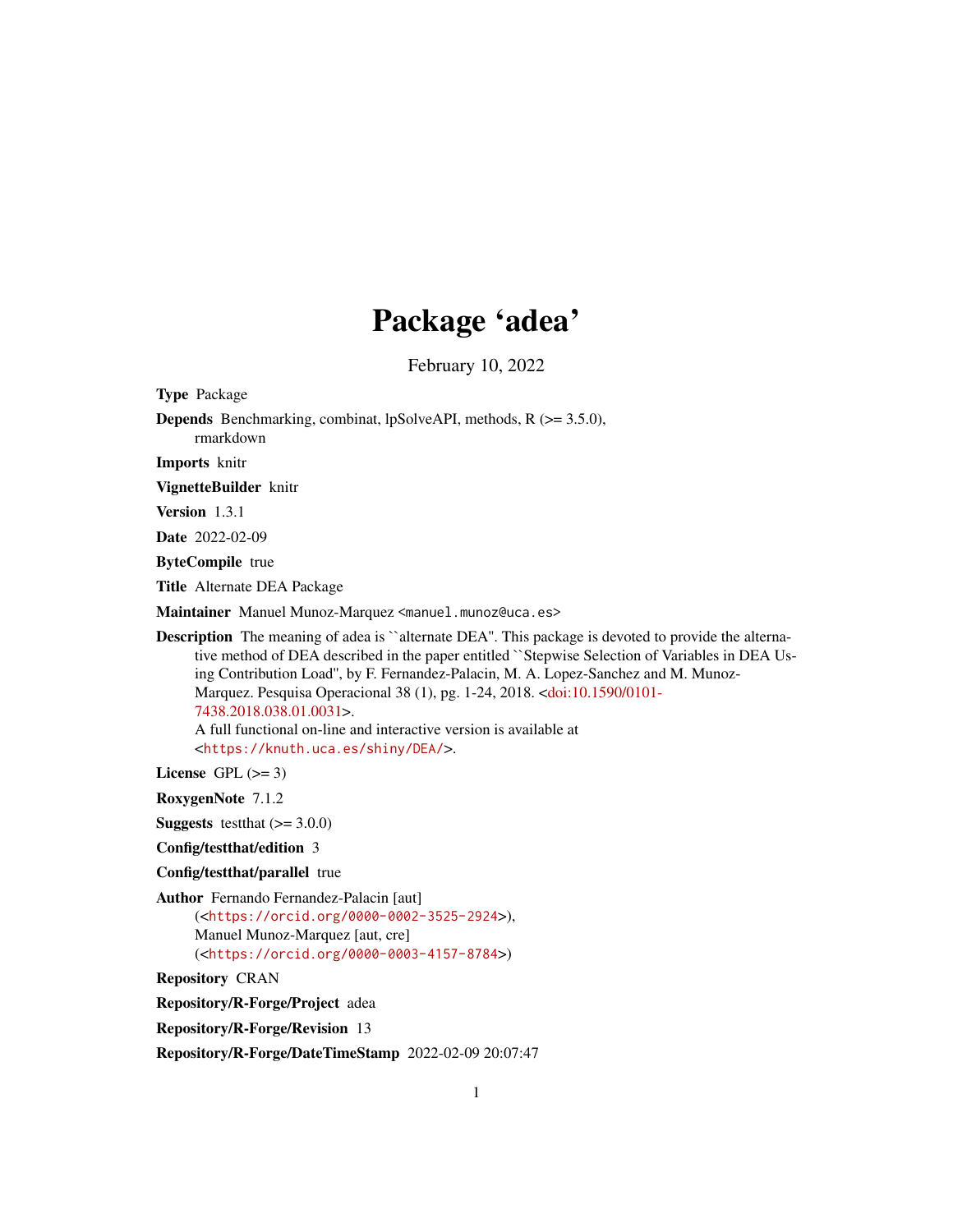# Package 'adea'

February 10, 2022

**Type** Package

**Depends** Benchmarking, combinat, lpSolveAPI, methods, R (>= 3.5.0), rmarkdown

**Imports** knitr

**VignetteBuilder** knitr

**Version** 1.3.1

**Date** 2022-02-09

**ByteCompile** true

**Title** Alternate DEA Package

**Maintainer** Manuel Munoz-Marquez <manuel.munoz@uca.es>

**Description** The meaning of adea is ``alternate DEA''. This package is devoted to provide the alternative method of DEA described in the paper entitled ``Stepwise Selection of Variables in DEA Using Contribution Load'', by F. Fernandez-Palacin, M. A. Lopez-Sanchez and M. Munoz-Marquez. Pesquisa Operacional 38 (1), pg. 1-24, 2018. <doi:10.1590/0101-7438.2018.038.01.0031>.
A full functional on-line and interactive version is available at <https://knuth.uca.es/shiny/DEA/>.

**License** GPL (>= 3)

**RoxygenNote** 7.1.2

**Suggests** testthat (>= 3.0.0)

**Config/testthat/edition** 3

**Config/testthat/parallel** true

**Author** Fernando Fernandez-Palacin [aut] (<https://orcid.org/0000-0002-3525-2924>), Manuel Munoz-Marquez [aut, cre] (<https://orcid.org/0000-0003-4157-8784>)

**Repository** CRAN

**Repository/R-Forge/Project** adea

**Repository/R-Forge/Revision** 13

**Repository/R-Forge/DateTimeStamp** 2022-02-09 20:07:47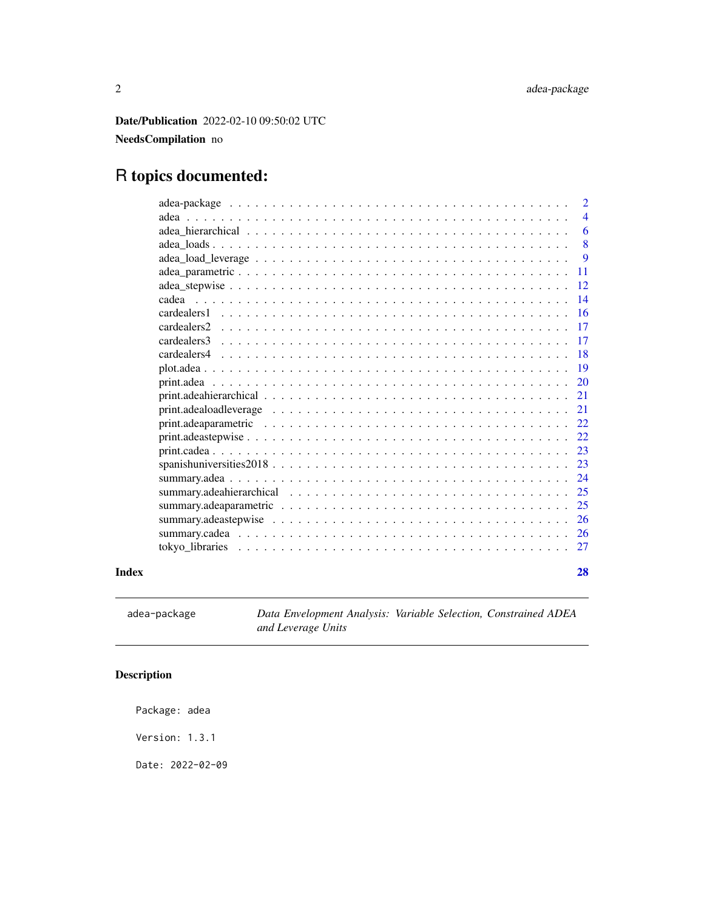**Date/Publication** 2022-02-10 09:50:02 UTC

**NeedsCompilation** no

# R topics documented:

| | |
|---|---|
| adea-package | 2 |
| adea | 4 |
| adea_hierarchical | 6 |
| adea_loads | 8 |
| adea_load_leverage | 9 |
| adea_parametric | 11 |
| adea_stepwise | 12 |
| cadea | 14 |
| cardealers1 | 16 |
| cardealers2 | 17 |
| cardealers3 | 17 |
| cardealers4 | 18 |
| plot.adea | 19 |
| print.adea | 20 |
| print.adeahierarchical | 21 |
| print.adealoadleverage | 21 |
| print.adeaparametric | 22 |
| print.adeastepwise | 22 |
| print.cadea | 23 |
| spanishuniversities2018 | 23 |
| summary.adea | 24 |
| summary.adeahierarchical | 25 |
| summary.adeaparametric | 25 |
| summary.adeastepwise | 26 |
| summary.cadea | 26 |
| tokyo_libraries | 27 |

**Index** **28**

---

`adea-package` *Data Envelopment Analysis: Variable Selection, Constrained ADEA and Leverage Units*

---

## Description

```
Package: adea

Version: 1.3.1

Date: 2022-02-09
```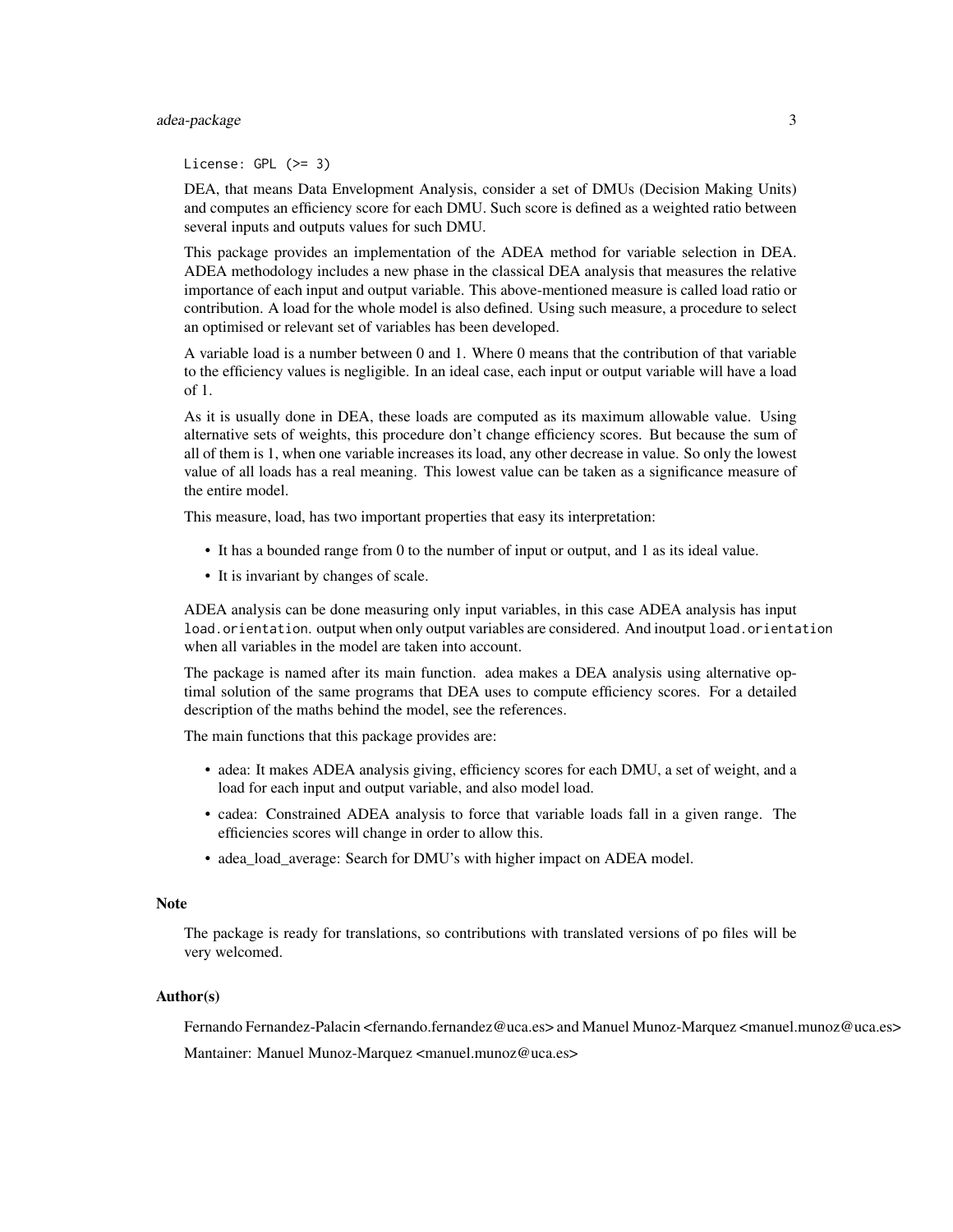License: GPL (>= 3)

DEA, that means Data Envelopment Analysis, consider a set of DMUs (Decision Making Units) and computes an efficiency score for each DMU. Such score is defined as a weighted ratio between several inputs and outputs values for such DMU.

This package provides an implementation of the ADEA method for variable selection in DEA. ADEA methodology includes a new phase in the classical DEA analysis that measures the relative importance of each input and output variable. This above-mentioned measure is called load ratio or contribution. A load for the whole model is also defined. Using such measure, a procedure to select an optimised or relevant set of variables has been developed.

A variable load is a number between 0 and 1. Where 0 means that the contribution of that variable to the efficiency values is negligible. In an ideal case, each input or output variable will have a load of 1.

As it is usually done in DEA, these loads are computed as its maximum allowable value. Using alternative sets of weights, this procedure don't change efficiency scores. But because the sum of all of them is 1, when one variable increases its load, any other decrease in value. So only the lowest value of all loads has a real meaning. This lowest value can be taken as a significance measure of the entire model.

This measure, load, has two important properties that easy its interpretation:

- It has a bounded range from 0 to the number of input or output, and 1 as its ideal value.
- It is invariant by changes of scale.

ADEA analysis can be done measuring only input variables, in this case ADEA analysis has input `load.orientation`. output when only output variables are considered. And inoutput `load.orientation` when all variables in the model are taken into account.

The package is named after its main function. adea makes a DEA analysis using alternative optimal solution of the same programs that DEA uses to compute efficiency scores. For a detailed description of the maths behind the model, see the references.

The main functions that this package provides are:

- adea: It makes ADEA analysis giving, efficiency scores for each DMU, a set of weight, and a load for each input and output variable, and also model load.
- cadea: Constrained ADEA analysis to force that variable loads fall in a given range. The efficiencies scores will change in order to allow this.
- adea_load_average: Search for DMU's with higher impact on ADEA model.

## Note

The package is ready for translations, so contributions with translated versions of po files will be very welcomed.

## Author(s)

Fernando Fernandez-Palacin <fernando.fernandez@uca.es> and Manuel Munoz-Marquez <manuel.munoz@uca.es>

Mantainer: Manuel Munoz-Marquez <manuel.munoz@uca.es>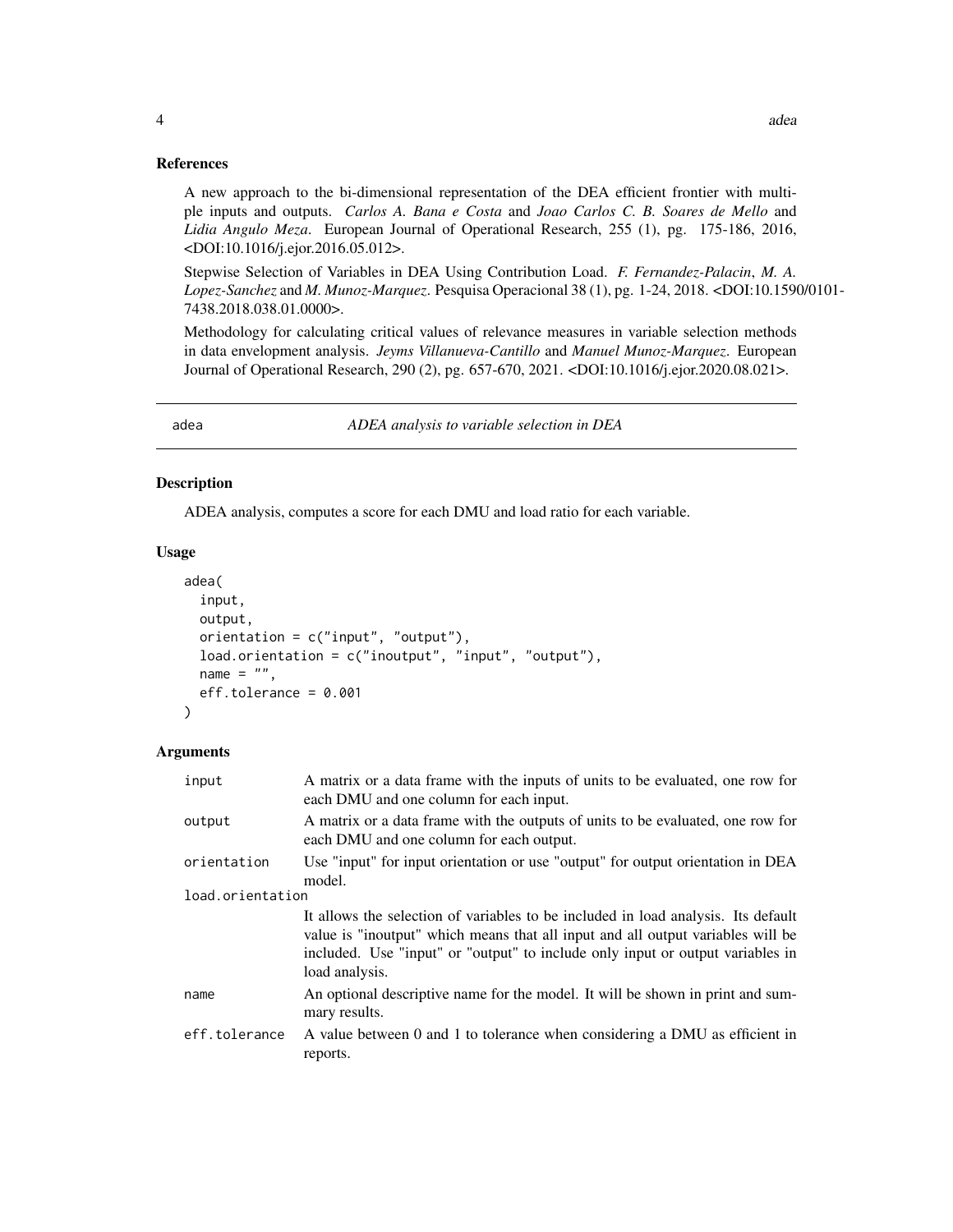### References

A new approach to the bi-dimensional representation of the DEA efficient frontier with multiple inputs and outputs. *Carlos A. Bana e Costa* and *Joao Carlos C. B. Soares de Mello* and *Lidia Angulo Meza*. European Journal of Operational Research, 255 (1), pg. 175-186, 2016, <DOI:10.1016/j.ejor.2016.05.012>.

Stepwise Selection of Variables in DEA Using Contribution Load. *F. Fernandez-Palacin*, *M. A. Lopez-Sanchez* and *M. Munoz-Marquez*. Pesquisa Operacional 38 (1), pg. 1-24, 2018. <DOI:10.1590/0101-7438.2018.038.01.0000>.

Methodology for calculating critical values of relevance measures in variable selection methods in data envelopment analysis. *Jeyms Villanueva-Cantillo* and *Manuel Munoz-Marquez*. European Journal of Operational Research, 290 (2), pg. 657-670, 2021. <DOI:10.1016/j.ejor.2020.08.021>.

---

## adea — *ADEA analysis to variable selection in DEA*

### Description

ADEA analysis, computes a score for each DMU and load ratio for each variable.

### Usage

```
adea(
  input,
  output,
  orientation = c("input", "output"),
  load.orientation = c("inoutput", "input", "output"),
  name = "",
  eff.tolerance = 0.001
)
```

### Arguments

| Argument | Description |
| --- | --- |
| `input` | A matrix or a data frame with the inputs of units to be evaluated, one row for each DMU and one column for each input. |
| `output` | A matrix or a data frame with the outputs of units to be evaluated, one row for each DMU and one column for each output. |
| `orientation` | Use "input" for input orientation or use "output" for output orientation in DEA model. |
| `load.orientation` | It allows the selection of variables to be included in load analysis. Its default value is "inoutput" which means that all input and all output variables will be included. Use "input" or "output" to include only input or output variables in load analysis. |
| `name` | An optional descriptive name for the model. It will be shown in print and summary results. |
| `eff.tolerance` | A value between 0 and 1 to tolerance when considering a DMU as efficient in reports. |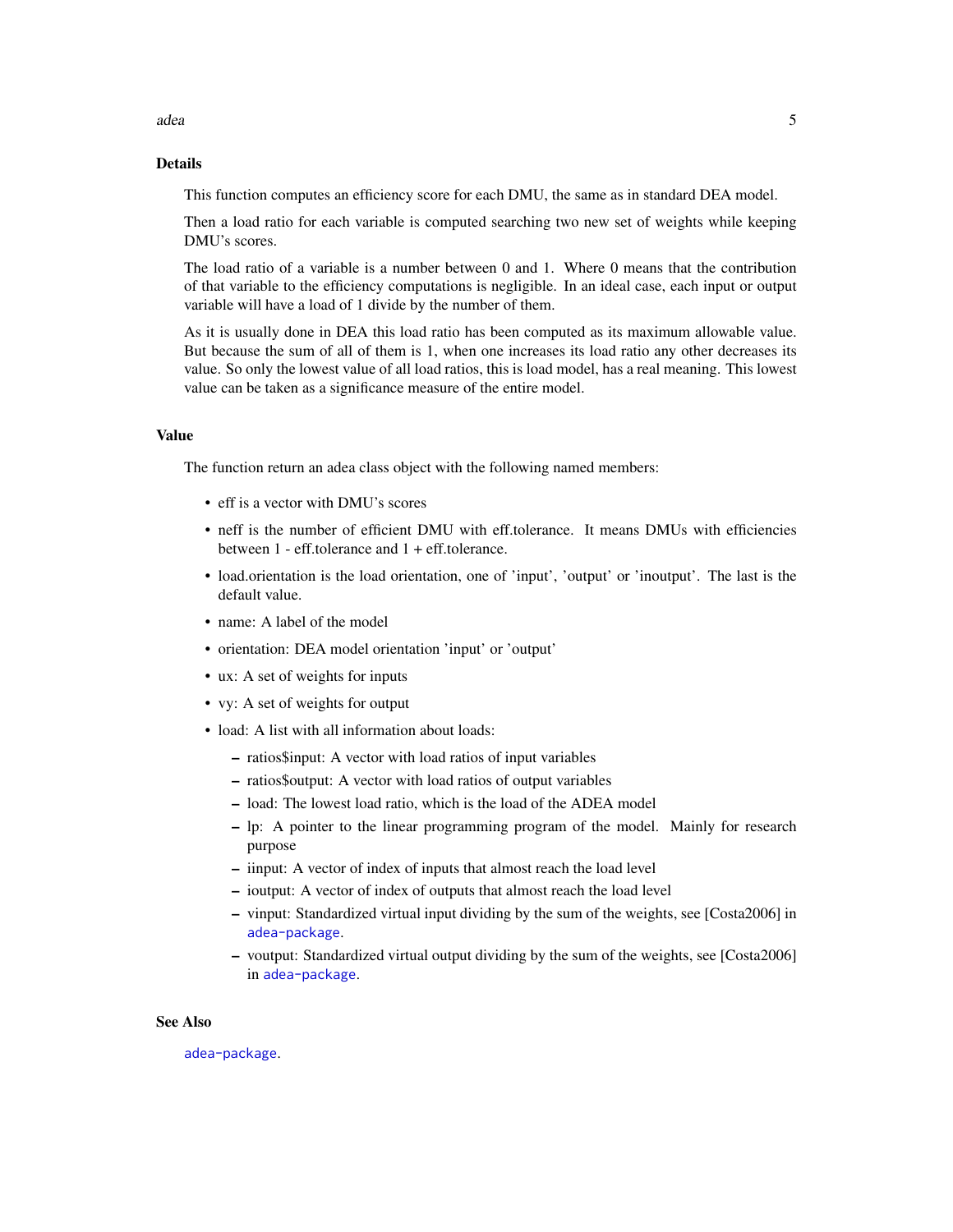## Details

This function computes an efficiency score for each DMU, the same as in standard DEA model.

Then a load ratio for each variable is computed searching two new set of weights while keeping DMU's scores.

The load ratio of a variable is a number between 0 and 1. Where 0 means that the contribution of that variable to the efficiency computations is negligible. In an ideal case, each input or output variable will have a load of 1 divide by the number of them.

As it is usually done in DEA this load ratio has been computed as its maximum allowable value. But because the sum of all of them is 1, when one increases its load ratio any other decreases its value. So only the lowest value of all load ratios, this is load model, has a real meaning. This lowest value can be taken as a significance measure of the entire model.

## Value

The function return an adea class object with the following named members:

- eff is a vector with DMU's scores
- neff is the number of efficient DMU with eff.tolerance. It means DMUs with efficiencies between 1 - eff.tolerance and 1 + eff.tolerance.
- load.orientation is the load orientation, one of 'input', 'output' or 'inoutput'. The last is the default value.
- name: A label of the model
- orientation: DEA model orientation 'input' or 'output'
- ux: A set of weights for inputs
- vy: A set of weights for output
- load: A list with all information about loads:
  - ratios$input: A vector with load ratios of input variables
  - ratios$output: A vector with load ratios of output variables
  - load: The lowest load ratio, which is the load of the ADEA model
  - lp: A pointer to the linear programming program of the model. Mainly for research purpose
  - iinput: A vector of index of inputs that almost reach the load level
  - ioutput: A vector of index of outputs that almost reach the load level
  - vinput: Standardized virtual input dividing by the sum of the weights, see [Costa2006] in adea-package.
  - voutput: Standardized virtual output dividing by the sum of the weights, see [Costa2006] in adea-package.

## See Also

adea-package.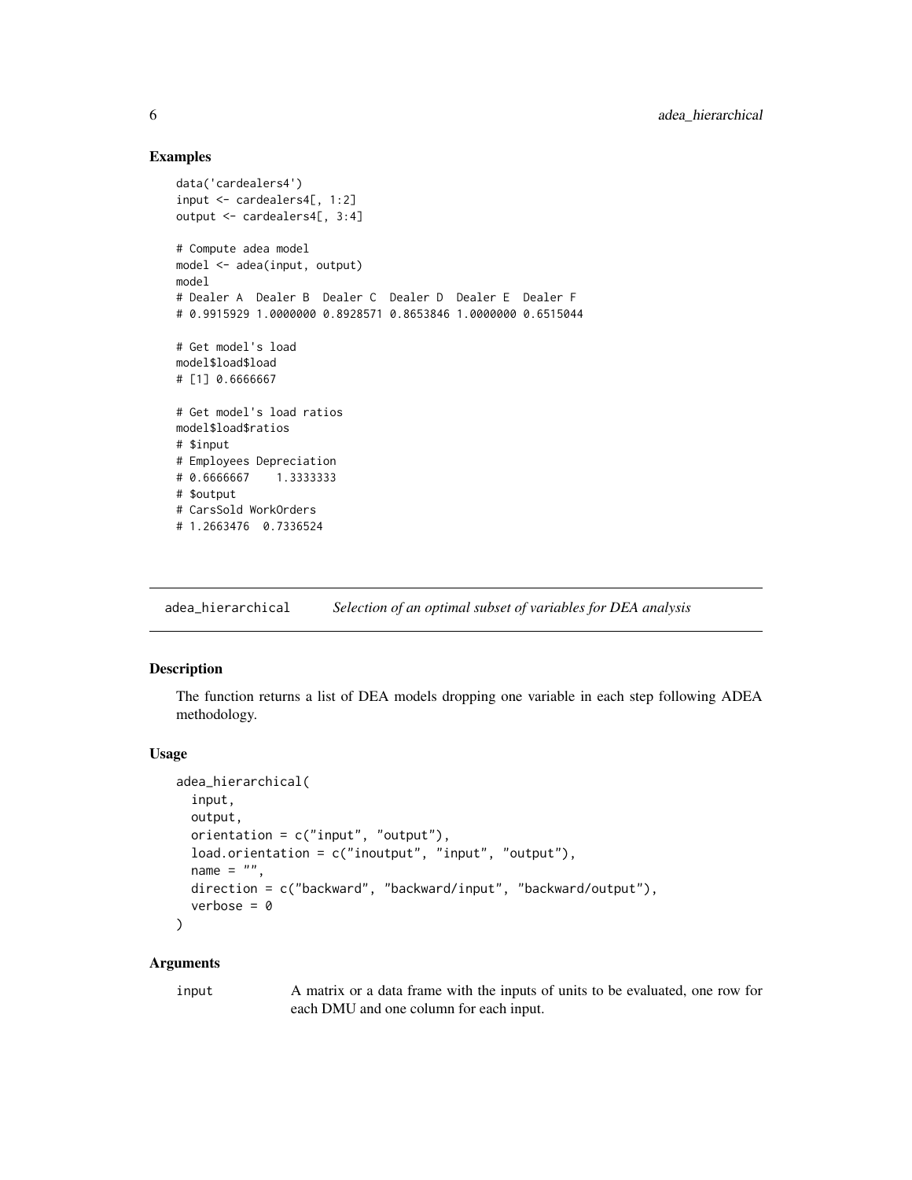### Examples

```
data('cardealers4')
input <- cardealers4[, 1:2]
output <- cardealers4[, 3:4]

# Compute adea model
model <- adea(input, output)
model
# Dealer A  Dealer B  Dealer C  Dealer D  Dealer E  Dealer F
# 0.9915929 1.0000000 0.8928571 0.8653846 1.0000000 0.6515044

# Get model's load
model$load$load
# [1] 0.6666667

# Get model's load ratios
model$load$ratios
# $input
# Employees Depreciation
# 0.6666667    1.3333333
# $output
# CarsSold WorkOrders
# 1.2663476  0.7336524
```

## adea_hierarchical    *Selection of an optimal subset of variables for DEA analysis*

### Description

The function returns a list of DEA models dropping one variable in each step following ADEA methodology.

### Usage

```
adea_hierarchical(
  input,
  output,
  orientation = c("input", "output"),
  load.orientation = c("inoutput", "input", "output"),
  name = "",
  direction = c("backward", "backward/input", "backward/output"),
  verbose = 0
)
```

### Arguments

input    A matrix or a data frame with the inputs of units to be evaluated, one row for each DMU and one column for each input.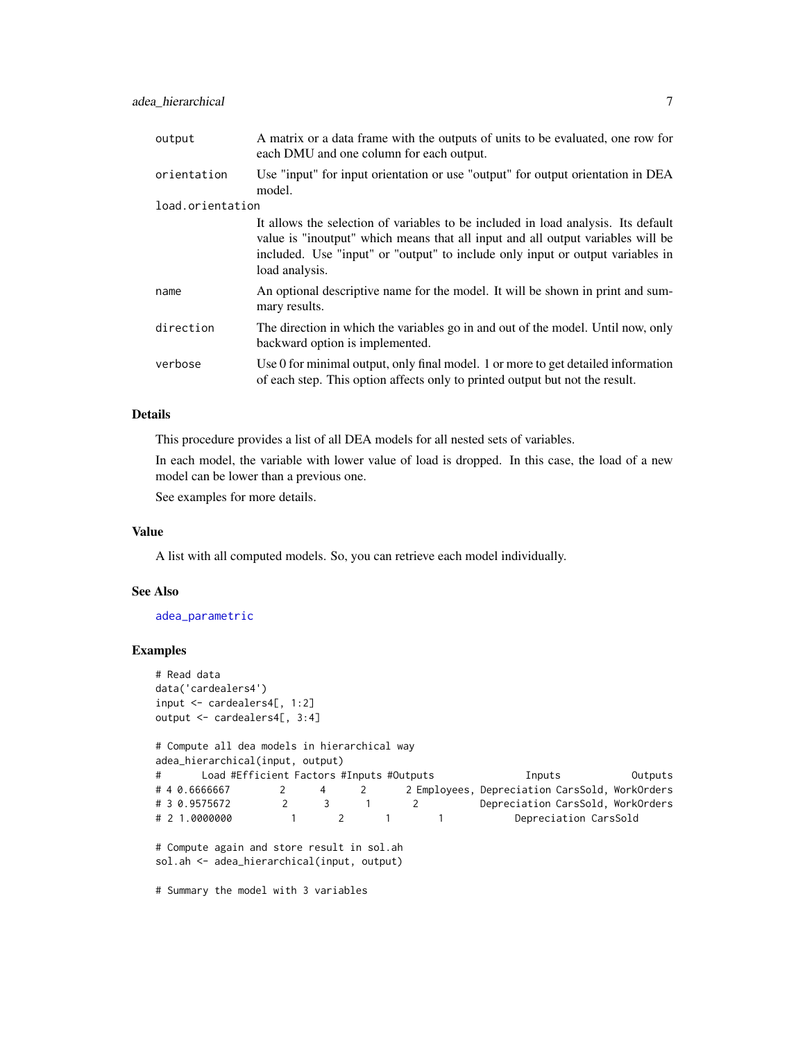| | |
|---|---|
| output | A matrix or a data frame with the outputs of units to be evaluated, one row for each DMU and one column for each output. |
| orientation | Use "input" for input orientation or use "output" for output orientation in DEA model. |
| load.orientation | It allows the selection of variables to be included in load analysis. Its default value is "inoutput" which means that all input and all output variables will be included. Use "input" or "output" to include only input or output variables in load analysis. |
| name | An optional descriptive name for the model. It will be shown in print and summary results. |
| direction | The direction in which the variables go in and out of the model. Until now, only backward option is implemented. |
| verbose | Use 0 for minimal output, only final model. 1 or more to get detailed information of each step. This option affects only to printed output but not the result. |

## Details

This procedure provides a list of all DEA models for all nested sets of variables.

In each model, the variable with lower value of load is dropped. In this case, the load of a new model can be lower than a previous one.

See examples for more details.

## Value

A list with all computed models. So, you can retrieve each model individually.

## See Also

adea_parametric

## Examples

```
# Read data
data('cardealers4')
input <- cardealers4[, 1:2]
output <- cardealers4[, 3:4]

# Compute all dea models in hierarchical way
adea_hierarchical(input, output)
#       Load #Efficient Factors #Inputs #Outputs               Inputs            Outputs
# 4 0.6666667         2       4      2        2 Employees, Depreciation CarsSold, WorkOrders
# 3 0.9575672         2       3      1        2          Depreciation CarsSold, WorkOrders
# 2 1.0000000          1       2      1        1             Depreciation CarsSold

# Compute again and store result in sol.ah
sol.ah <- adea_hierarchical(input, output)

# Summary the model with 3 variables
```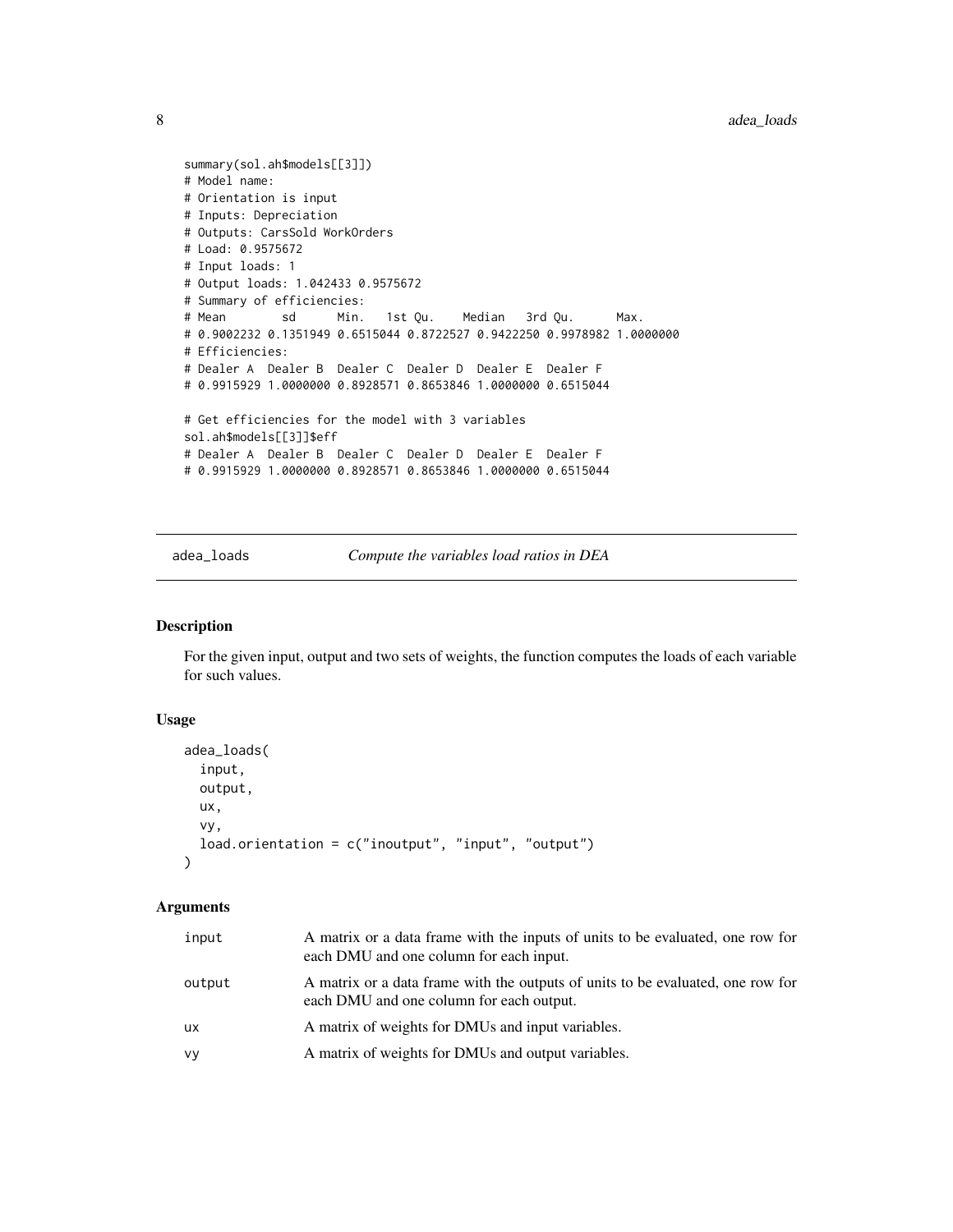```
summary(sol.ah$models[[3]])
# Model name:
# Orientation is input
# Inputs: Depreciation
# Outputs: CarsSold WorkOrders
# Load: 0.9575672
# Input loads: 1
# Output loads: 1.042433 0.9575672
# Summary of efficiencies:
# Mean        sd      Min.   1st Qu.    Median   3rd Qu.      Max.
# 0.9002232 0.1351949 0.6515044 0.8722527 0.9422250 0.9978982 1.0000000
# Efficiencies:
# Dealer A  Dealer B  Dealer C  Dealer D  Dealer E  Dealer F
# 0.9915929 1.0000000 0.8928571 0.8653846 1.0000000 0.6515044

# Get efficiencies for the model with 3 variables
sol.ah$models[[3]]$eff
# Dealer A  Dealer B  Dealer C  Dealer D  Dealer E  Dealer F
# 0.9915929 1.0000000 0.8928571 0.8653846 1.0000000 0.6515044
```

## adea_loads — *Compute the variables load ratios in DEA*

### Description

For the given input, output and two sets of weights, the function computes the loads of each variable for such values.

### Usage

```
adea_loads(
  input,
  output,
  ux,
  vy,
  load.orientation = c("inoutput", "input", "output")
)
```

### Arguments

| | |
|---|---|
| input | A matrix or a data frame with the inputs of units to be evaluated, one row for each DMU and one column for each input. |
| output | A matrix or a data frame with the outputs of units to be evaluated, one row for each DMU and one column for each output. |
| ux | A matrix of weights for DMUs and input variables. |
| vy | A matrix of weights for DMUs and output variables. |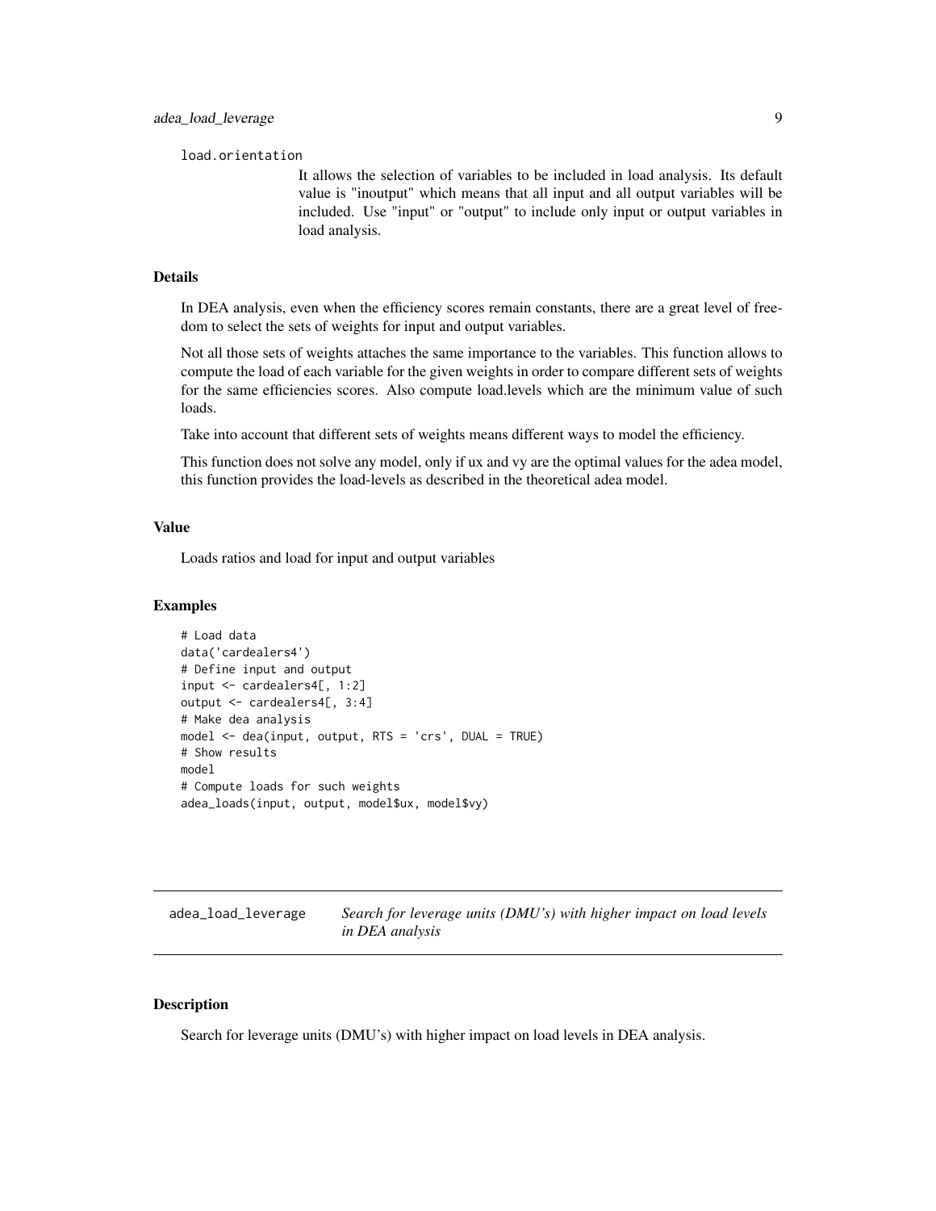load.orientation

It allows the selection of variables to be included in load analysis. Its default value is "inoutput" which means that all input and all output variables will be included. Use "input" or "output" to include only input or output variables in load analysis.

### Details

In DEA analysis, even when the efficiency scores remain constants, there are a great level of freedom to select the sets of weights for input and output variables.

Not all those sets of weights attaches the same importance to the variables. This function allows to compute the load of each variable for the given weights in order to compare different sets of weights for the same efficiencies scores. Also compute load.levels which are the minimum value of such loads.

Take into account that different sets of weights means different ways to model the efficiency.

This function does not solve any model, only if ux and vy are the optimal values for the adea model, this function provides the load-levels as described in the theoretical adea model.

### Value

Loads ratios and load for input and output variables

### Examples

```
# Load data
data('cardealers4')
# Define input and output
input <- cardealers4[, 1:2]
output <- cardealers4[, 3:4]
# Make dea analysis
model <- dea(input, output, RTS = 'crs', DUAL = TRUE)
# Show results
model
# Compute loads for such weights
adea_loads(input, output, model$ux, model$vy)
```

---

## adea_load_leverage — *Search for leverage units (DMU's) with higher impact on load levels in DEA analysis*

### Description

Search for leverage units (DMU's) with higher impact on load levels in DEA analysis.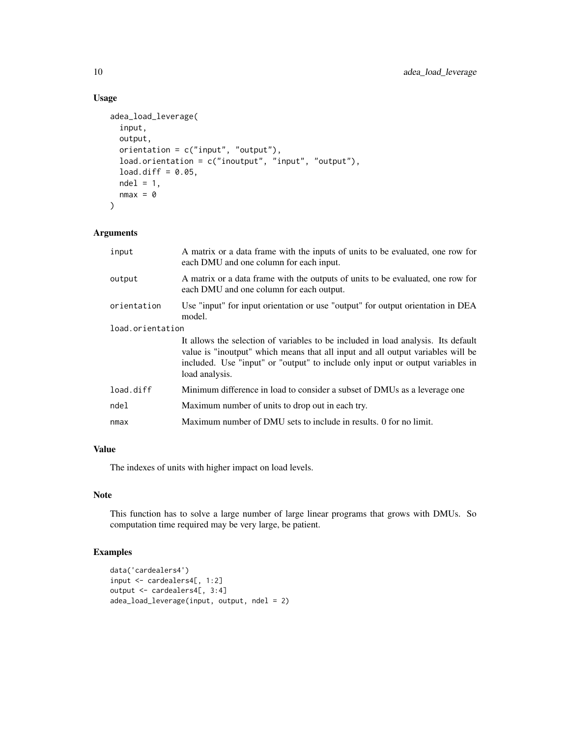## Usage

```
adea_load_leverage(
  input,
  output,
  orientation = c("input", "output"),
  load.orientation = c("inoutput", "input", "output"),
  load.diff = 0.05,
  ndel = 1,
  nmax = 0
)
```

## Arguments

| Argument | Description |
| --- | --- |
| `input` | A matrix or a data frame with the inputs of units to be evaluated, one row for each DMU and one column for each input. |
| `output` | A matrix or a data frame with the outputs of units to be evaluated, one row for each DMU and one column for each output. |
| `orientation` | Use "input" for input orientation or use "output" for output orientation in DEA model. |
| `load.orientation` | It allows the selection of variables to be included in load analysis. Its default value is "inoutput" which means that all input and all output variables will be included. Use "input" or "output" to include only input or output variables in load analysis. |
| `load.diff` | Minimum difference in load to consider a subset of DMUs as a leverage one |
| `ndel` | Maximum number of units to drop out in each try. |
| `nmax` | Maximum number of DMU sets to include in results. 0 for no limit. |

## Value

The indexes of units with higher impact on load levels.

## Note

This function has to solve a large number of large linear programs that grows with DMUs. So computation time required may be very large, be patient.

## Examples

```
data('cardealers4')
input <- cardealers4[, 1:2]
output <- cardealers4[, 3:4]
adea_load_leverage(input, output, ndel = 2)
```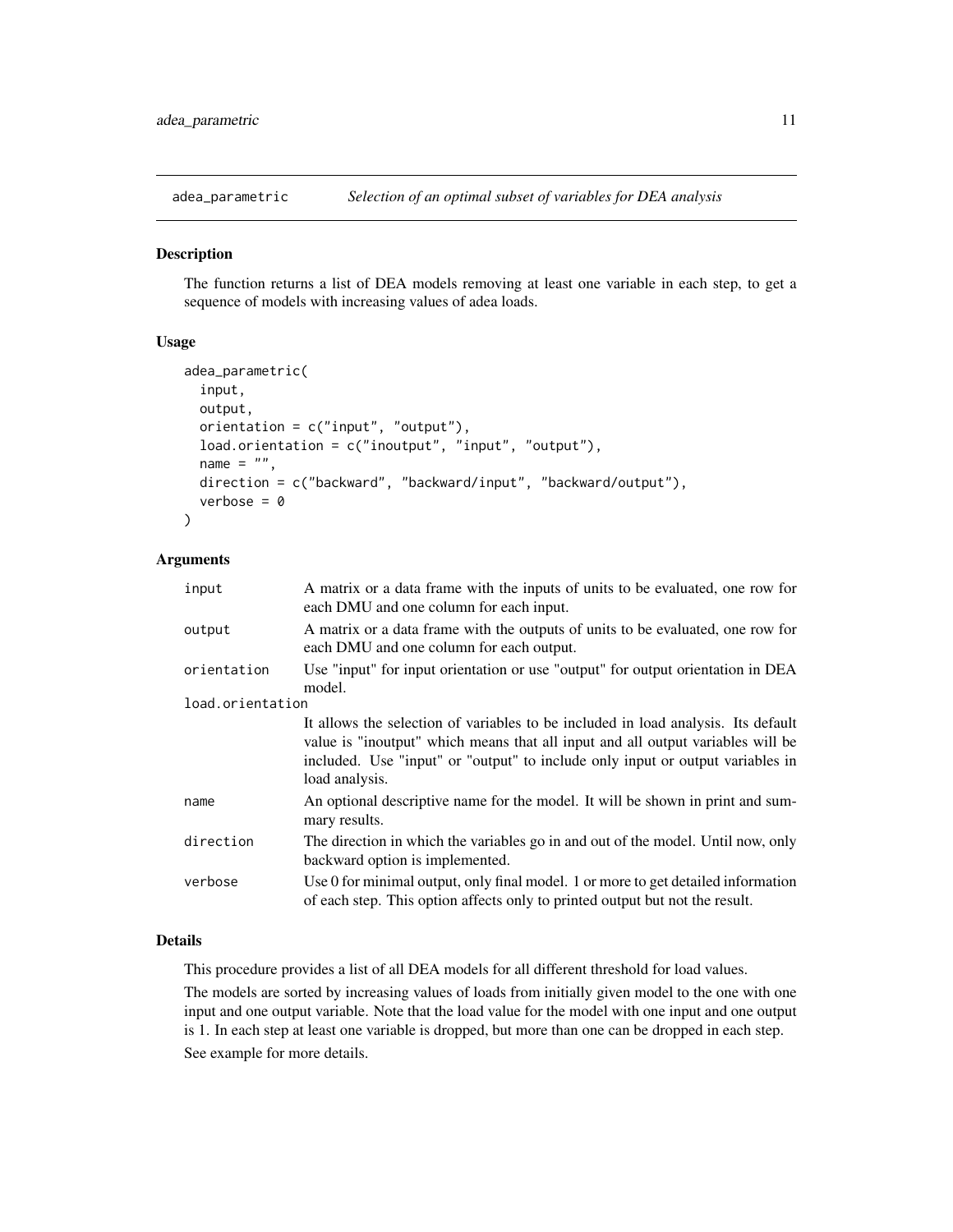# adea_parametric — *Selection of an optimal subset of variables for DEA analysis*

## Description

The function returns a list of DEA models removing at least one variable in each step, to get a sequence of models with increasing values of adea loads.

## Usage

```
adea_parametric(
  input,
  output,
  orientation = c("input", "output"),
  load.orientation = c("inoutput", "input", "output"),
  name = "",
  direction = c("backward", "backward/input", "backward/output"),
  verbose = 0
)
```

## Arguments

| Argument | Description |
|---|---|
| `input` | A matrix or a data frame with the inputs of units to be evaluated, one row for each DMU and one column for each input. |
| `output` | A matrix or a data frame with the outputs of units to be evaluated, one row for each DMU and one column for each output. |
| `orientation` | Use "input" for input orientation or use "output" for output orientation in DEA model. |
| `load.orientation` | It allows the selection of variables to be included in load analysis. Its default value is "inoutput" which means that all input and all output variables will be included. Use "input" or "output" to include only input or output variables in load analysis. |
| `name` | An optional descriptive name for the model. It will be shown in print and summary results. |
| `direction` | The direction in which the variables go in and out of the model. Until now, only backward option is implemented. |
| `verbose` | Use 0 for minimal output, only final model. 1 or more to get detailed information of each step. This option affects only to printed output but not the result. |

## Details

This procedure provides a list of all DEA models for all different threshold for load values.

The models are sorted by increasing values of loads from initially given model to the one with one input and one output variable. Note that the load value for the model with one input and one output is 1. In each step at least one variable is dropped, but more than one can be dropped in each step.

See example for more details.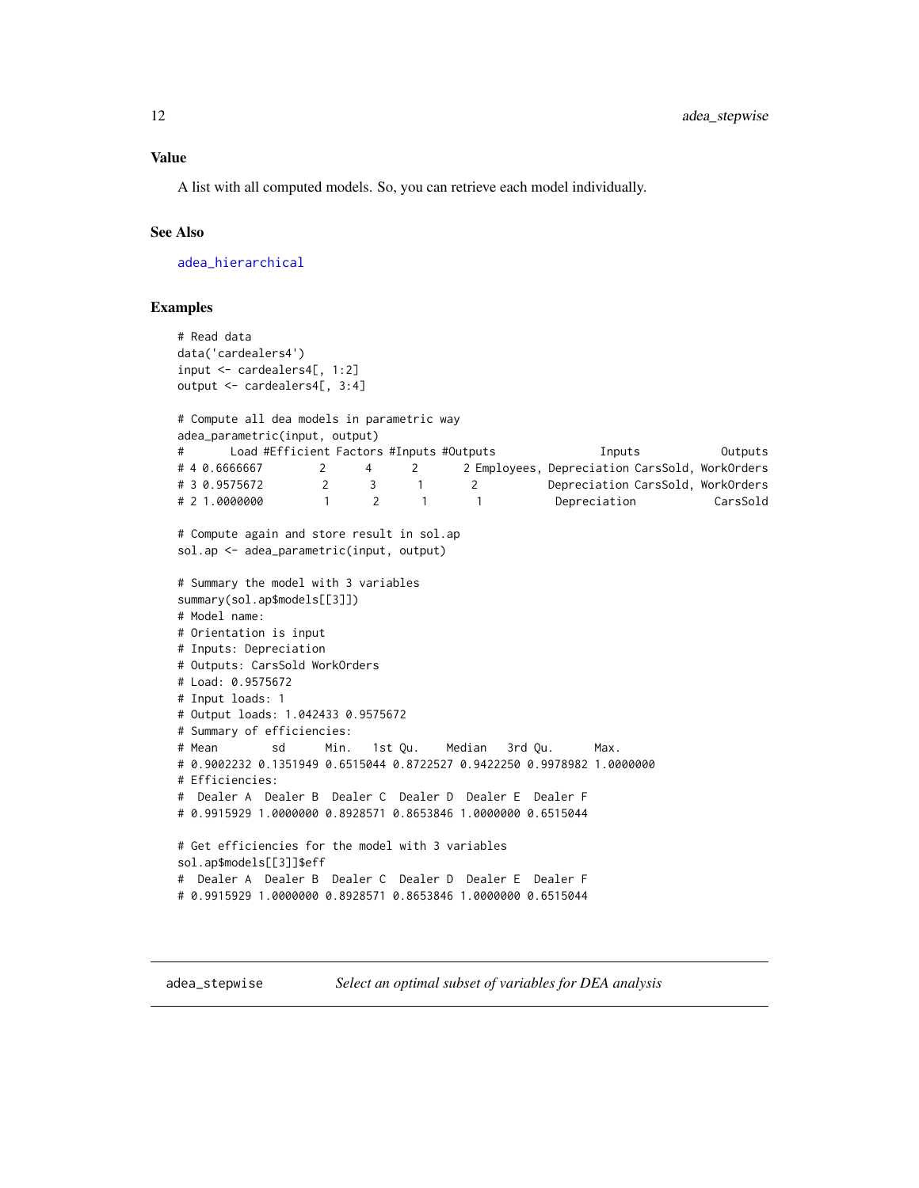### Value

A list with all computed models. So, you can retrieve each model individually.

### See Also

adea_hierarchical

### Examples

```
# Read data
data('cardealers4')
input <- cardealers4[, 1:2]
output <- cardealers4[, 3:4]

# Compute all dea models in parametric way
adea_parametric(input, output)
#       Load #Efficient Factors #Inputs #Outputs                Inputs             Outputs
# 4 0.6666667         2       4       2        2 Employees, Depreciation CarsSold, WorkOrders
# 3 0.9575672         2       3       1        2           Depreciation CarsSold, WorkOrders
# 2 1.0000000         1       2       1        1           Depreciation            CarsSold

# Compute again and store result in sol.ap
sol.ap <- adea_parametric(input, output)

# Summary the model with 3 variables
summary(sol.ap$models[[3]])
# Model name:
# Orientation is input
# Inputs: Depreciation
# Outputs: CarsSold WorkOrders
# Load: 0.9575672
# Input loads: 1
# Output loads: 1.042433 0.9575672
# Summary of efficiencies:
# Mean        sd      Min.    1st Qu.    Median   3rd Qu.      Max.
# 0.9002232 0.1351949 0.6515044 0.8722527 0.9422250 0.9978982 1.0000000
# Efficiencies:
#  Dealer A  Dealer B  Dealer C  Dealer D  Dealer E  Dealer F
# 0.9915929 1.0000000 0.8928571 0.8653846 1.0000000 0.6515044

# Get efficiencies for the model with 3 variables
sol.ap$models[[3]]$eff
#  Dealer A  Dealer B  Dealer C  Dealer D  Dealer E  Dealer F
# 0.9915929 1.0000000 0.8928571 0.8653846 1.0000000 0.6515044
```

## adea_stepwise *Select an optimal subset of variables for DEA analysis*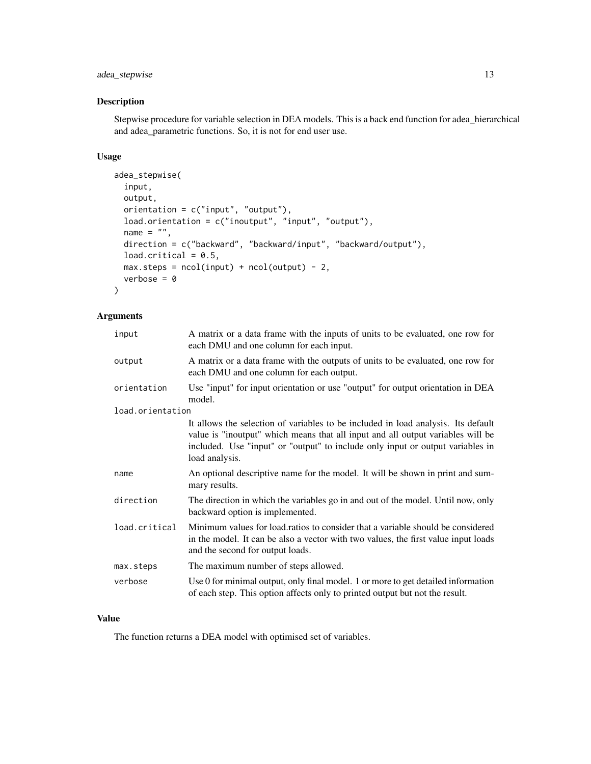## Description

Stepwise procedure for variable selection in DEA models. This is a back end function for adea_hierarchical and adea_parametric functions. So, it is not for end user use.

## Usage

```
adea_stepwise(
  input,
  output,
  orientation = c("input", "output"),
  load.orientation = c("inoutput", "input", "output"),
  name = "",
  direction = c("backward", "backward/input", "backward/output"),
  load.critical = 0.5,
  max.steps = ncol(input) + ncol(output) - 2,
  verbose = 0
)
```

## Arguments

| Argument | Description |
| --- | --- |
| `input` | A matrix or a data frame with the inputs of units to be evaluated, one row for each DMU and one column for each input. |
| `output` | A matrix or a data frame with the outputs of units to be evaluated, one row for each DMU and one column for each output. |
| `orientation` | Use "input" for input orientation or use "output" for output orientation in DEA model. |
| `load.orientation` | It allows the selection of variables to be included in load analysis. Its default value is "inoutput" which means that all input and all output variables will be included. Use "input" or "output" to include only input or output variables in load analysis. |
| `name` | An optional descriptive name for the model. It will be shown in print and summary results. |
| `direction` | The direction in which the variables go in and out of the model. Until now, only backward option is implemented. |
| `load.critical` | Minimum values for load.ratios to consider that a variable should be considered in the model. It can be also a vector with two values, the first value input loads and the second for output loads. |
| `max.steps` | The maximum number of steps allowed. |
| `verbose` | Use 0 for minimal output, only final model. 1 or more to get detailed information of each step. This option affects only to printed output but not the result. |

## Value

The function returns a DEA model with optimised set of variables.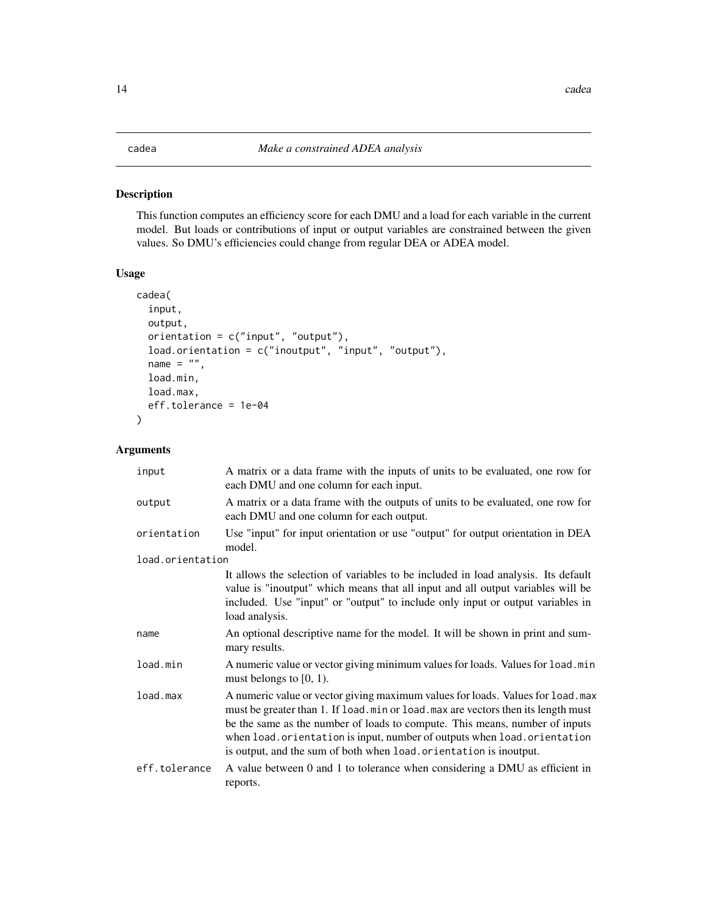# cadea — *Make a constrained ADEA analysis*

## Description

This function computes an efficiency score for each DMU and a load for each variable in the current model. But loads or contributions of input or output variables are constrained between the given values. So DMU's efficiencies could change from regular DEA or ADEA model.

## Usage

```
cadea(
  input,
  output,
  orientation = c("input", "output"),
  load.orientation = c("inoutput", "input", "output"),
  name = "",
  load.min,
  load.max,
  eff.tolerance = 1e-04
)
```

## Arguments

| | |
|---|---|
| `input` | A matrix or a data frame with the inputs of units to be evaluated, one row for each DMU and one column for each input. |
| `output` | A matrix or a data frame with the outputs of units to be evaluated, one row for each DMU and one column for each output. |
| `orientation` | Use "input" for input orientation or use "output" for output orientation in DEA model. |
| `load.orientation` | It allows the selection of variables to be included in load analysis. Its default value is "inoutput" which means that all input and all output variables will be included. Use "input" or "output" to include only input or output variables in load analysis. |
| `name` | An optional descriptive name for the model. It will be shown in print and summary results. |
| `load.min` | A numeric value or vector giving minimum values for loads. Values for `load.min` must belongs to [0, 1). |
| `load.max` | A numeric value or vector giving maximum values for loads. Values for `load.max` must be greater than 1. If `load.min` or `load.max` are vectors then its length must be the same as the number of loads to compute. This means, number of inputs when `load.orientation` is input, number of outputs when `load.orientation` is output, and the sum of both when `load.orientation` is inoutput. |
| `eff.tolerance` | A value between 0 and 1 to tolerance when considering a DMU as efficient in reports. |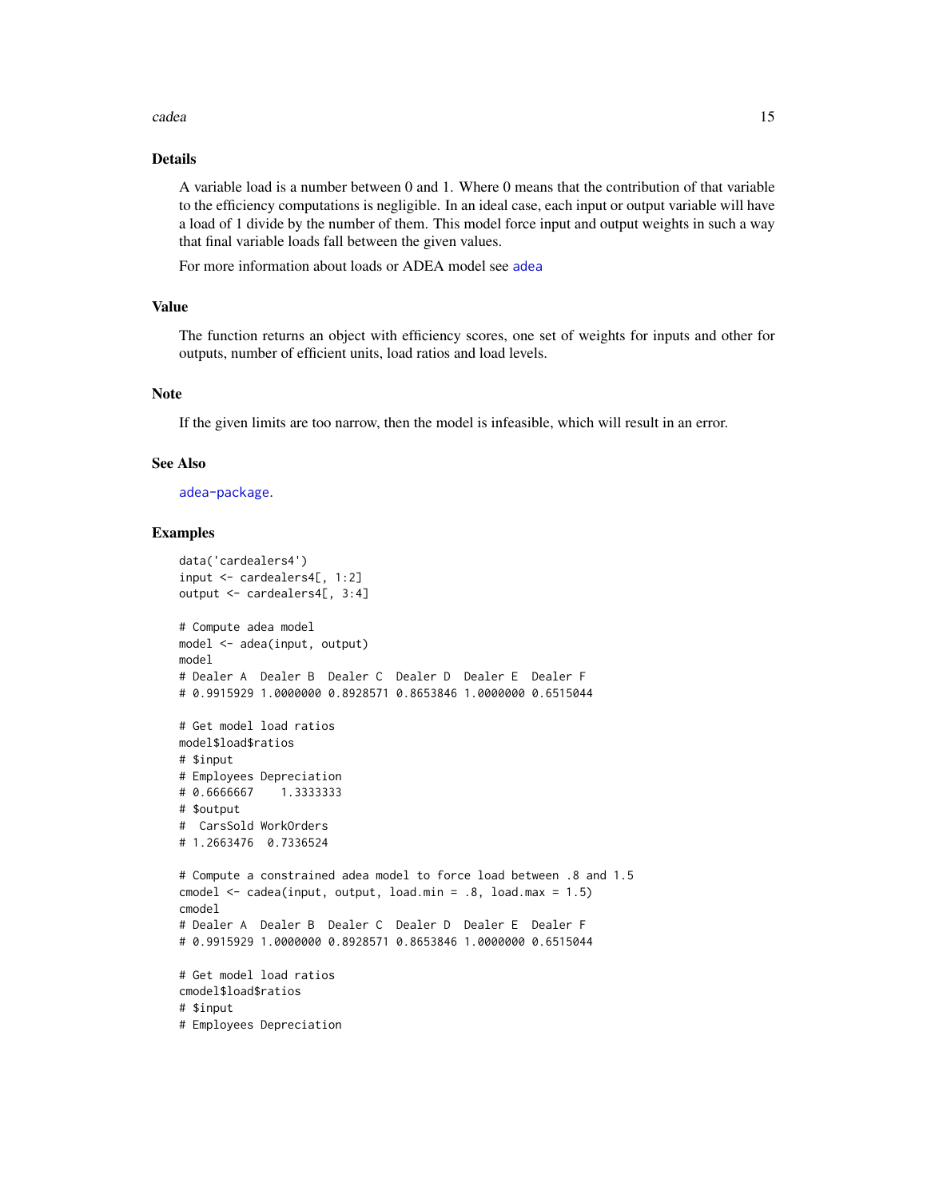## Details

A variable load is a number between 0 and 1. Where 0 means that the contribution of that variable to the efficiency computations is negligible. In an ideal case, each input or output variable will have a load of 1 divide by the number of them. This model force input and output weights in such a way that final variable loads fall between the given values.

For more information about loads or ADEA model see adea

## Value

The function returns an object with efficiency scores, one set of weights for inputs and other for outputs, number of efficient units, load ratios and load levels.

## Note

If the given limits are too narrow, then the model is infeasible, which will result in an error.

## See Also

adea-package.

## Examples

```
data('cardealers4')
input <- cardealers4[, 1:2]
output <- cardealers4[, 3:4]

# Compute adea model
model <- adea(input, output)
model
# Dealer A  Dealer B  Dealer C  Dealer D  Dealer E  Dealer F
# 0.9915929 1.0000000 0.8928571 0.8653846 1.0000000 0.6515044

# Get model load ratios
model$load$ratios
# $input
# Employees Depreciation
# 0.6666667    1.3333333
# $output
#  CarsSold WorkOrders
# 1.2663476  0.7336524

# Compute a constrained adea model to force load between .8 and 1.5
cmodel <- cadea(input, output, load.min = .8, load.max = 1.5)
cmodel
# Dealer A  Dealer B  Dealer C  Dealer D  Dealer E  Dealer F
# 0.9915929 1.0000000 0.8928571 0.8653846 1.0000000 0.6515044

# Get model load ratios
cmodel$load$ratios
# $input
# Employees Depreciation
```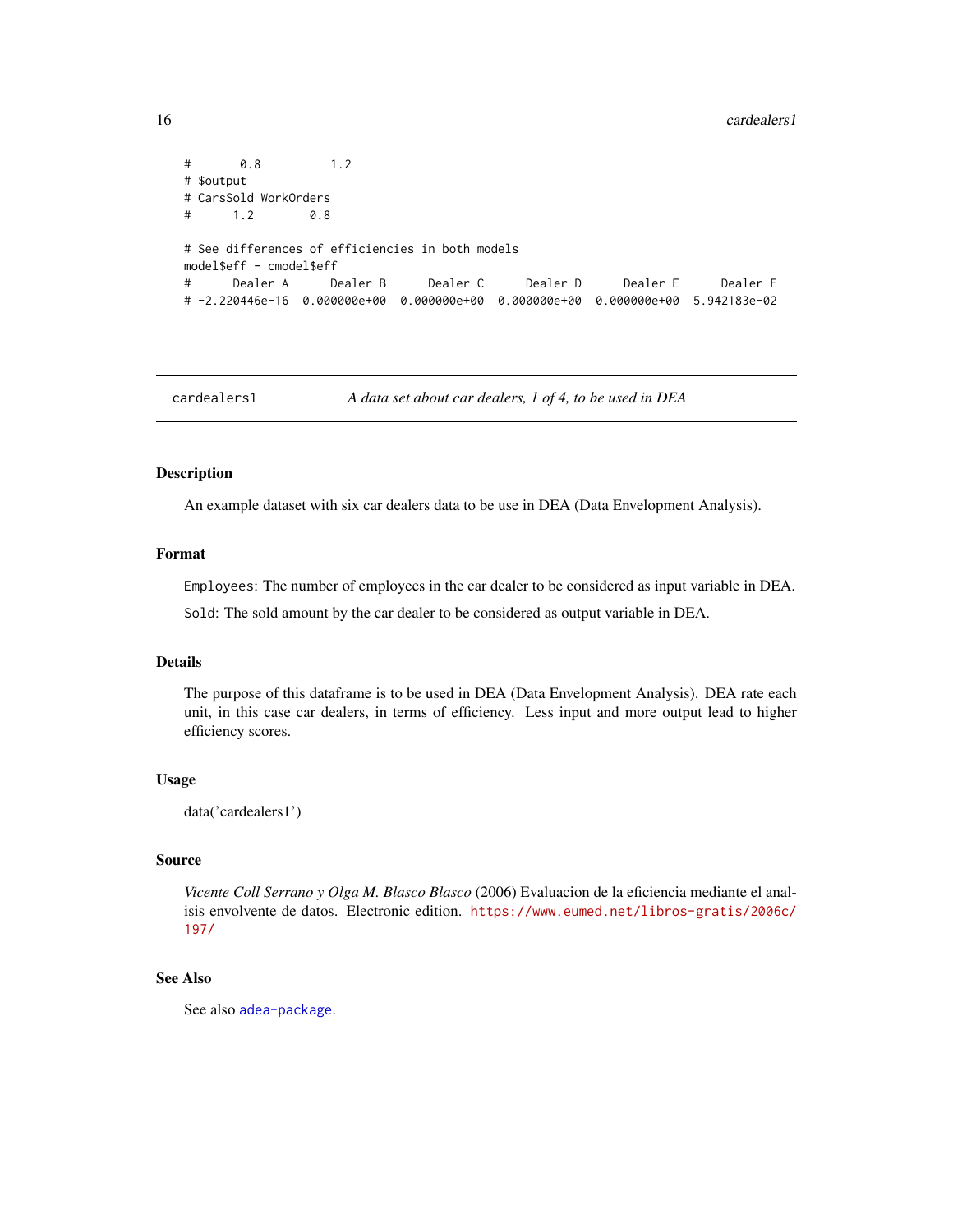```
#       0.8         1.2
# $output
# CarsSold WorkOrders
#      1.2       0.8

# See differences of efficiencies in both models
model$eff - cmodel$eff
#      Dealer A      Dealer B      Dealer C      Dealer D      Dealer E      Dealer F
# -2.220446e-16  0.000000e+00  0.000000e+00  0.000000e+00  0.000000e+00  5.942183e-02
```

---

## cardealers1 — *A data set about car dealers, 1 of 4, to be used in DEA*

---

### Description

An example dataset with six car dealers data to be use in DEA (Data Envelopment Analysis).

### Format

`Employees`: The number of employees in the car dealer to be considered as input variable in DEA.

`Sold`: The sold amount by the car dealer to be considered as output variable in DEA.

### Details

The purpose of this dataframe is to be used in DEA (Data Envelopment Analysis). DEA rate each unit, in this case car dealers, in terms of efficiency. Less input and more output lead to higher efficiency scores.

### Usage

data('cardealers1')

### Source

*Vicente Coll Serrano y Olga M. Blasco Blasco* (2006) Evaluacion de la eficiencia mediante el analisis envolvente de datos. Electronic edition. https://www.eumed.net/libros-gratis/2006c/197/

### See Also

See also `adea-package`.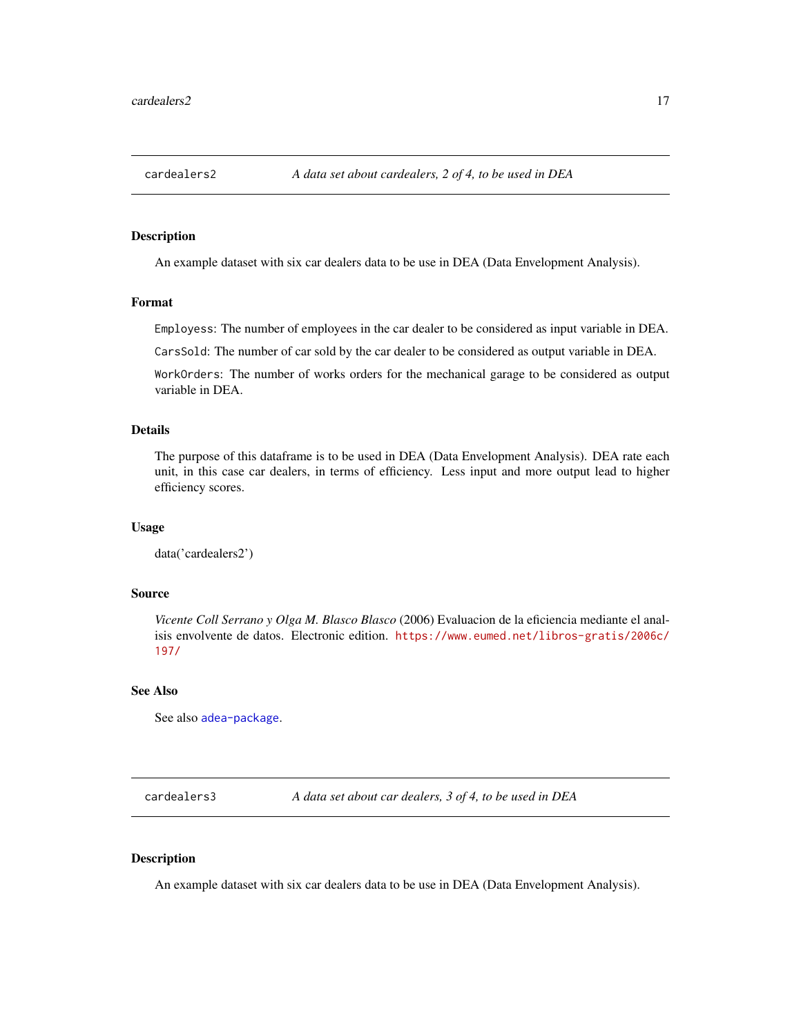## cardealers2 — *A data set about cardealers, 2 of 4, to be used in DEA*

### Description

An example dataset with six car dealers data to be use in DEA (Data Envelopment Analysis).

### Format

`Employess`: The number of employees in the car dealer to be considered as input variable in DEA.

`CarsSold`: The number of car sold by the car dealer to be considered as output variable in DEA.

`WorkOrders`: The number of works orders for the mechanical garage to be considered as output variable in DEA.

### Details

The purpose of this dataframe is to be used in DEA (Data Envelopment Analysis). DEA rate each unit, in this case car dealers, in terms of efficiency. Less input and more output lead to higher efficiency scores.

### Usage

data('cardealers2')

### Source

*Vicente Coll Serrano y Olga M. Blasco Blasco* (2006) Evaluacion de la eficiencia mediante el analisis envolvente de datos. Electronic edition. https://www.eumed.net/libros-gratis/2006c/197/

### See Also

See also adea-package.

## cardealers3 — *A data set about car dealers, 3 of 4, to be used in DEA*

### Description

An example dataset with six car dealers data to be use in DEA (Data Envelopment Analysis).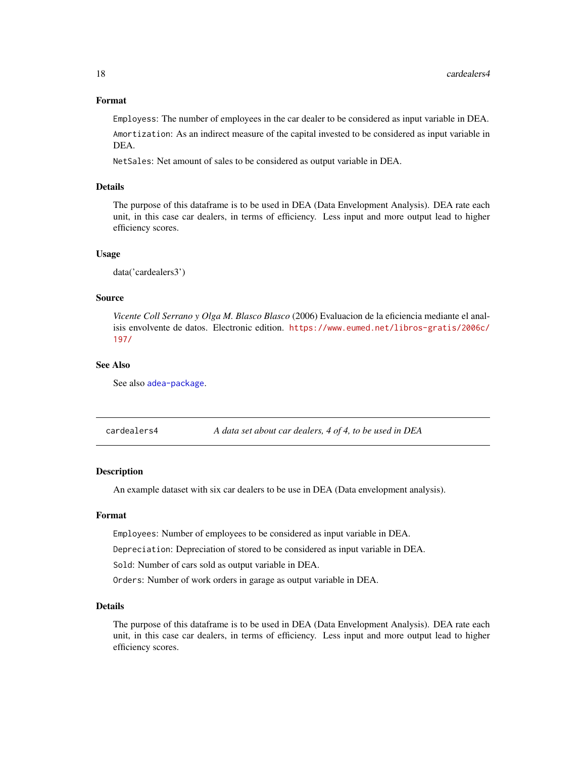### Format

`Employess`: The number of employees in the car dealer to be considered as input variable in DEA.

`Amortization`: As an indirect measure of the capital invested to be considered as input variable in DEA.

`NetSales`: Net amount of sales to be considered as output variable in DEA.

### Details

The purpose of this dataframe is to be used in DEA (Data Envelopment Analysis). DEA rate each unit, in this case car dealers, in terms of efficiency. Less input and more output lead to higher efficiency scores.

### Usage

data('cardealers3')

### Source

*Vicente Coll Serrano y Olga M. Blasco Blasco* (2006) Evaluacion de la eficiencia mediante el analisis envolvente de datos. Electronic edition. https://www.eumed.net/libros-gratis/2006c/197/

### See Also

See also adea-package.

---

## cardealers4 — *A data set about car dealers, 4 of 4, to be used in DEA*

### Description

An example dataset with six car dealers to be use in DEA (Data envelopment analysis).

### Format

`Employees`: Number of employees to be considered as input variable in DEA.

`Depreciation`: Depreciation of stored to be considered as input variable in DEA.

`Sold`: Number of cars sold as output variable in DEA.

`Orders`: Number of work orders in garage as output variable in DEA.

### Details

The purpose of this dataframe is to be used in DEA (Data Envelopment Analysis). DEA rate each unit, in this case car dealers, in terms of efficiency. Less input and more output lead to higher efficiency scores.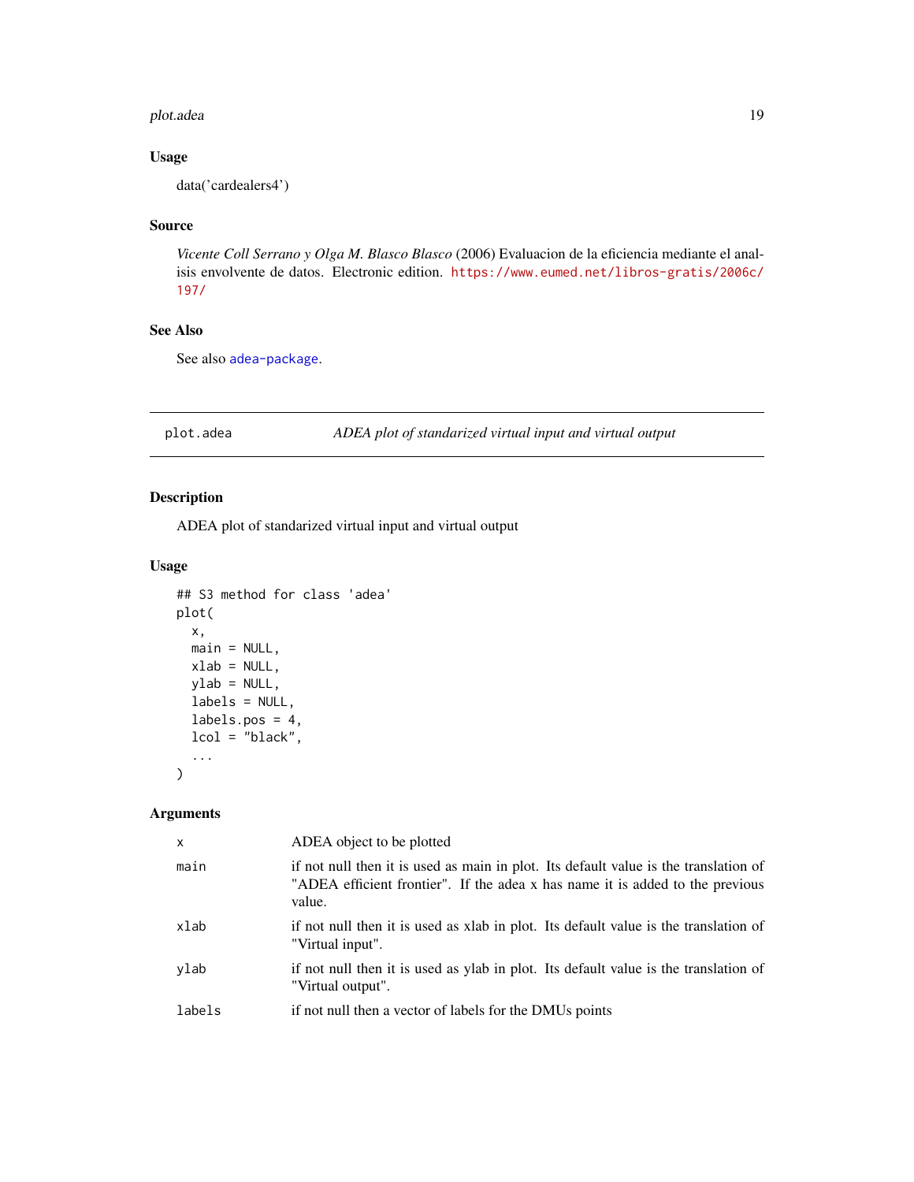### Usage

```
data('cardealers4')
```

### Source

*Vicente Coll Serrano y Olga M. Blasco Blasco* (2006) Evaluacion de la eficiencia mediante el analisis envolvente de datos. Electronic edition. https://www.eumed.net/libros-gratis/2006c/197/

### See Also

See also adea-package.

---

## plot.adea — *ADEA plot of standarized virtual input and virtual output*

---

### Description

ADEA plot of standarized virtual input and virtual output

### Usage

```
## S3 method for class 'adea'
plot(
  x,
  main = NULL,
  xlab = NULL,
  ylab = NULL,
  labels = NULL,
  labels.pos = 4,
  lcol = "black",
  ...
)
```

### Arguments

| | |
|---|---|
| `x` | ADEA object to be plotted |
| `main` | if not null then it is used as main in plot. Its default value is the translation of "ADEA efficient frontier". If the adea x has name it is added to the previous value. |
| `xlab` | if not null then it is used as xlab in plot. Its default value is the translation of "Virtual input". |
| `ylab` | if not null then it is used as ylab in plot. Its default value is the translation of "Virtual output". |
| `labels` | if not null then a vector of labels for the DMUs points |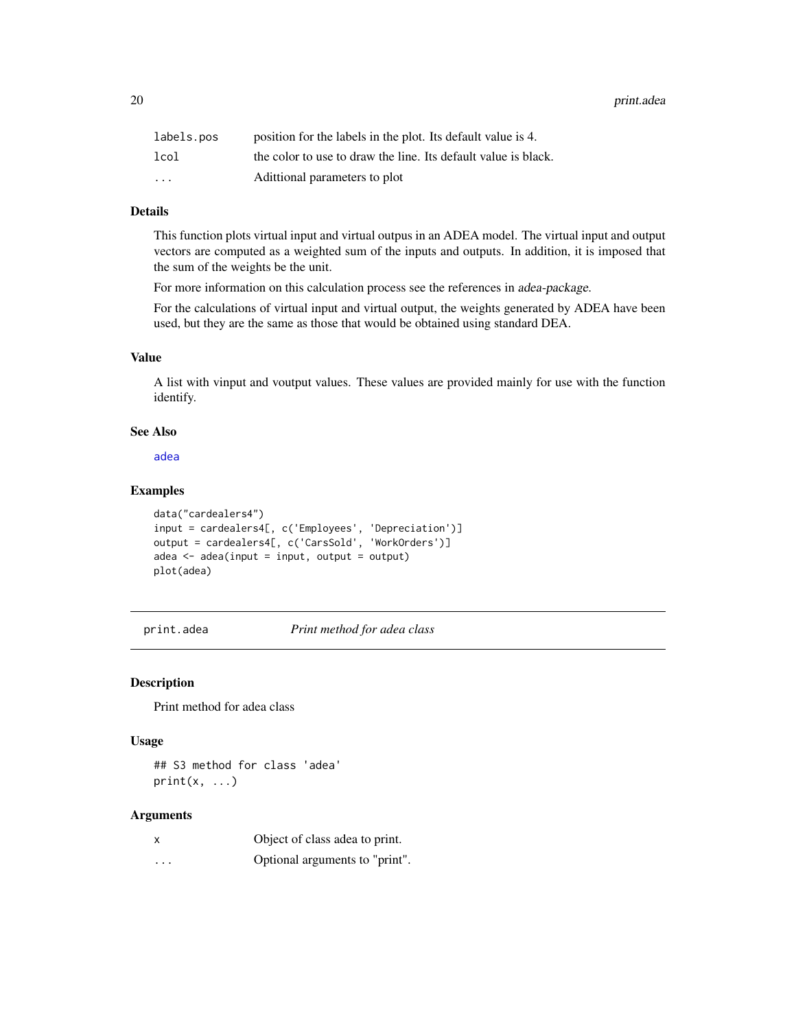| | |
|---|---|
| labels.pos | position for the labels in the plot. Its default value is 4. |
| lcol | the color to use to draw the line. Its default value is black. |
| ... | Adittional parameters to plot |

### Details

This function plots virtual input and virtual outpus in an ADEA model. The virtual input and output vectors are computed as a weighted sum of the inputs and outputs. In addition, it is imposed that the sum of the weights be the unit.

For more information on this calculation process see the references in *adea-package*.

For the calculations of virtual input and virtual output, the weights generated by ADEA have been used, but they are the same as those that would be obtained using standard DEA.

### Value

A list with vinput and voutput values. These values are provided mainly for use with the function identify.

### See Also

adea

### Examples

```
data("cardealers4")
input = cardealers4[, c('Employees', 'Depreciation')]
output = cardealers4[, c('CarsSold', 'WorkOrders')]
adea <- adea(input = input, output = output)
plot(adea)
```

---

## print.adea *Print method for adea class*

### Description

Print method for adea class

### Usage

```
## S3 method for class 'adea'
print(x, ...)
```

### Arguments

| | |
|---|---|
| x | Object of class adea to print. |
| ... | Optional arguments to "print". |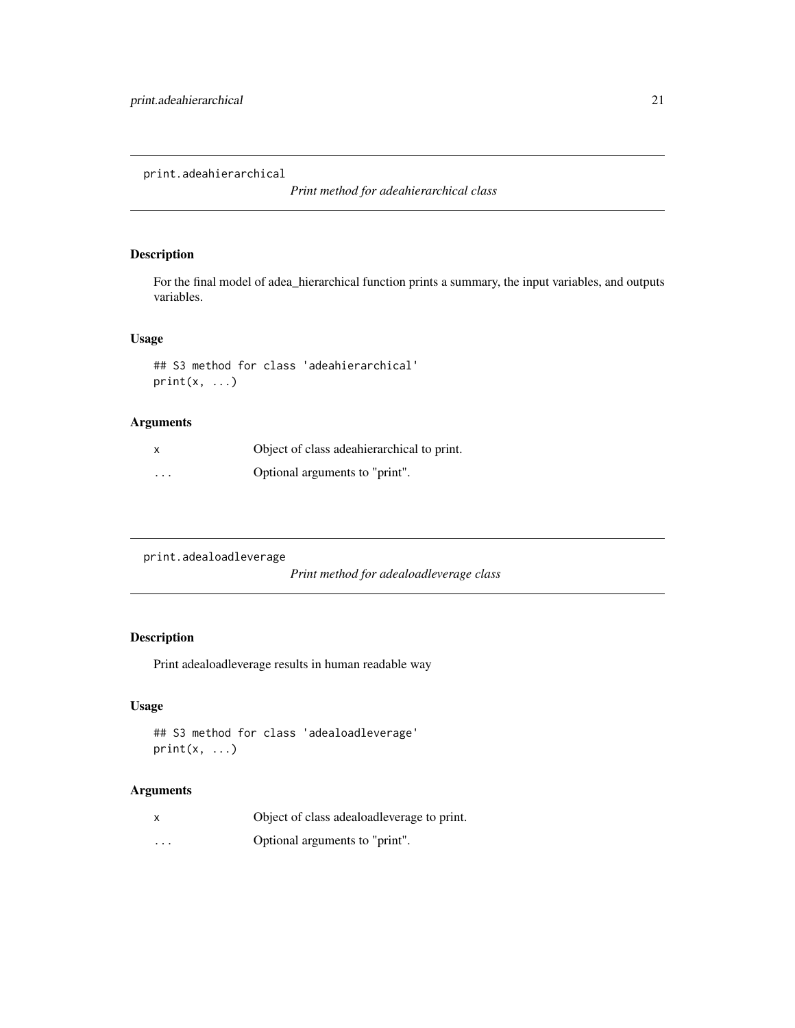## print.adeahierarchical

*Print method for adeahierarchical class*

### Description

For the final model of adea_hierarchical function prints a summary, the input variables, and outputs variables.

### Usage

```
## S3 method for class 'adeahierarchical'
print(x, ...)
```

### Arguments

| | |
|---|---|
| x | Object of class adeahierarchical to print. |
| ... | Optional arguments to "print". |

## print.adealoadleverage

*Print method for adealoadleverage class*

### Description

Print adealoadleverage results in human readable way

### Usage

```
## S3 method for class 'adealoadleverage'
print(x, ...)
```

### Arguments

| | |
|---|---|
| x | Object of class adealoadleverage to print. |
| ... | Optional arguments to "print". |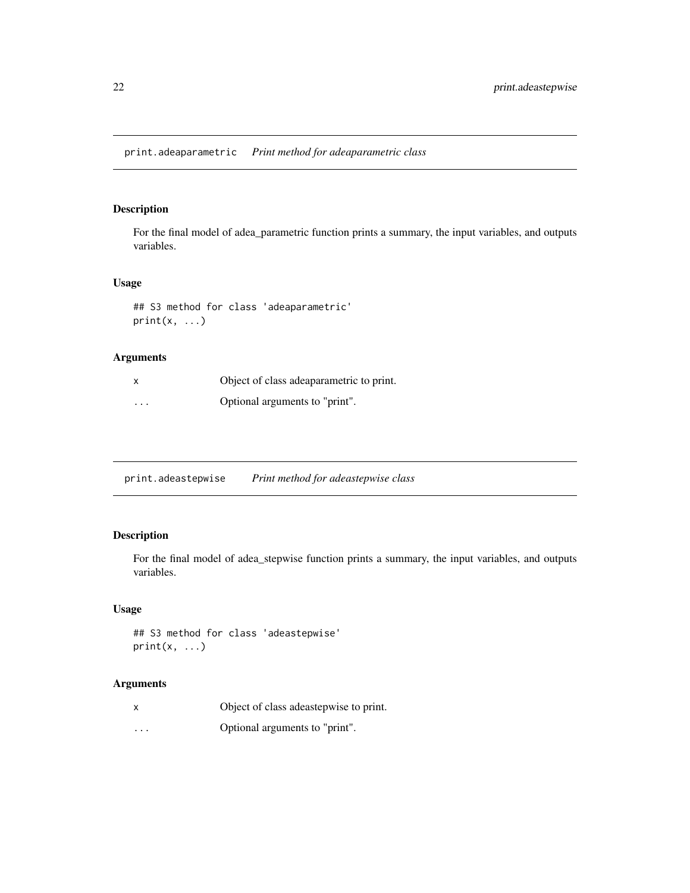## print.adeaparametric — *Print method for adeaparametric class*

### Description

For the final model of adea_parametric function prints a summary, the input variables, and outputs variables.

### Usage

```
## S3 method for class 'adeaparametric'
print(x, ...)
```

### Arguments

| | |
|---|---|
| x | Object of class adeaparametric to print. |
| ... | Optional arguments to "print". |

## print.adeastepwise — *Print method for adeastepwise class*

### Description

For the final model of adea_stepwise function prints a summary, the input variables, and outputs variables.

### Usage

```
## S3 method for class 'adeastepwise'
print(x, ...)
```

### Arguments

| | |
|---|---|
| x | Object of class adeastepwise to print. |
| ... | Optional arguments to "print". |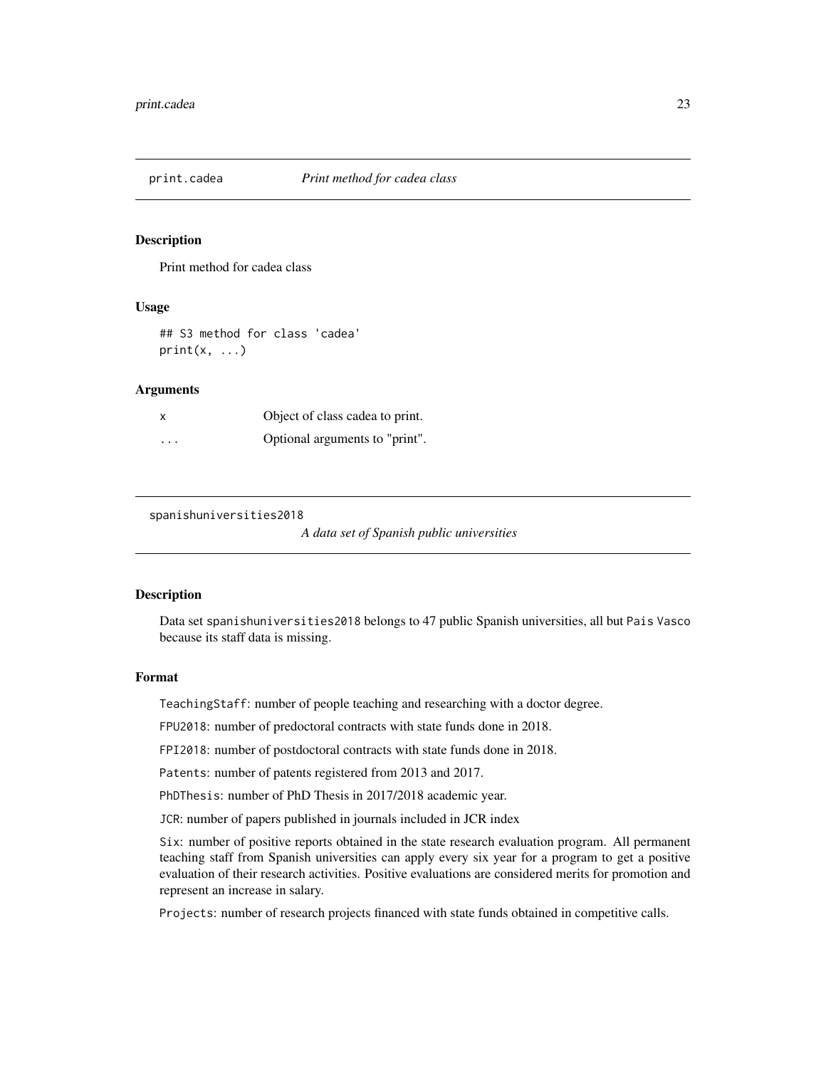## print.cadea — *Print method for cadea class*

### Description

Print method for cadea class

### Usage

```
## S3 method for class 'cadea'
print(x, ...)
```

### Arguments

| | |
|---|---|
| `x` | Object of class cadea to print. |
| `...` | Optional arguments to "print". |

## spanishuniversities2018 — *A data set of Spanish public universities*

### Description

Data set `spanishuniversities2018` belongs to 47 public Spanish universities, all but `Pais Vasco` because its staff data is missing.

### Format

`TeachingStaff`: number of people teaching and researching with a doctor degree.

`FPU2018`: number of predoctoral contracts with state funds done in 2018.

`FPI2018`: number of postdoctoral contracts with state funds done in 2018.

`Patents`: number of patents registered from 2013 and 2017.

`PhDThesis`: number of PhD Thesis in 2017/2018 academic year.

`JCR`: number of papers published in journals included in JCR index

`Six`: number of positive reports obtained in the state research evaluation program. All permanent teaching staff from Spanish universities can apply every six year for a program to get a positive evaluation of their research activities. Positive evaluations are considered merits for promotion and represent an increase in salary.

`Projects`: number of research projects financed with state funds obtained in competitive calls.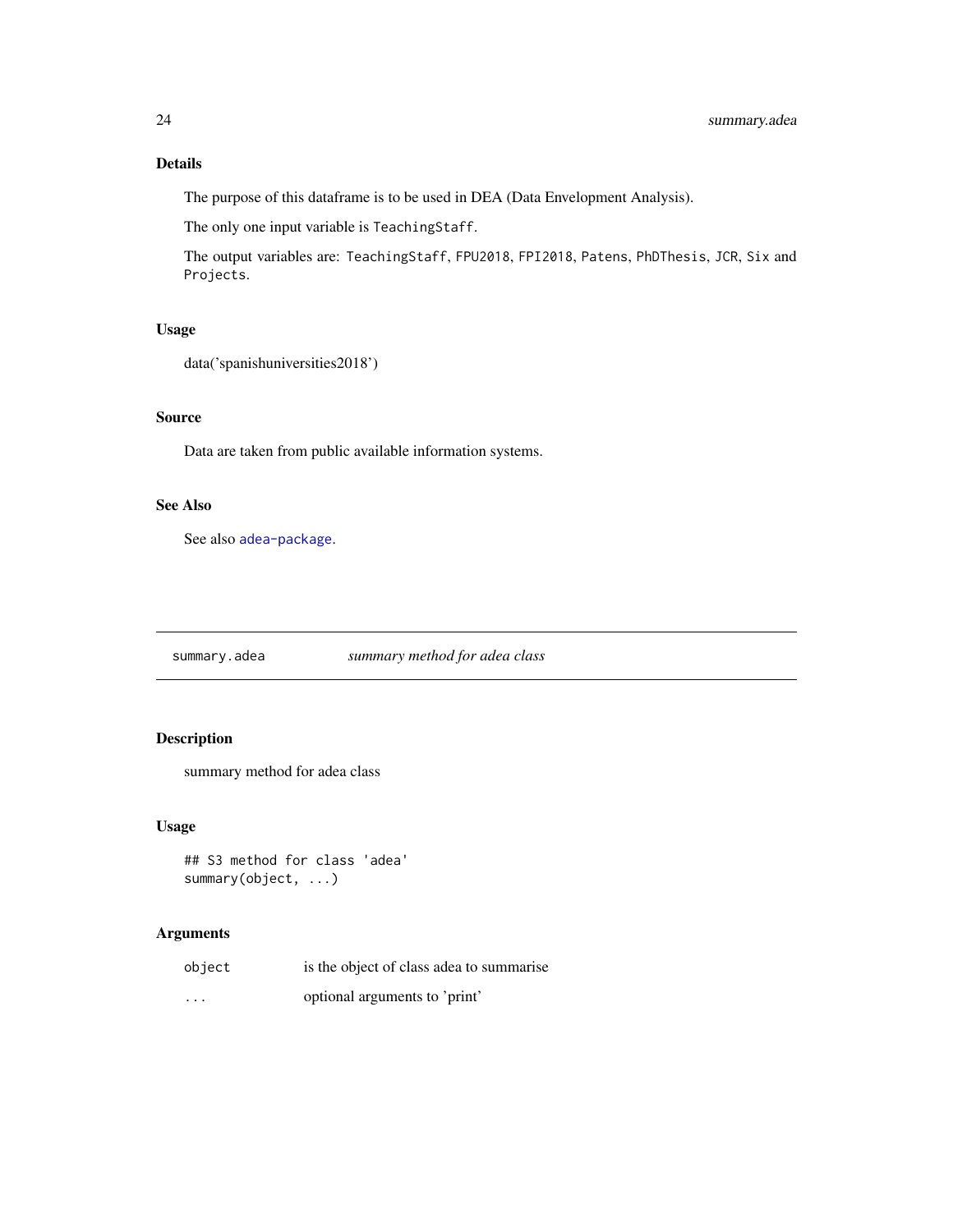### Details

The purpose of this dataframe is to be used in DEA (Data Envelopment Analysis).

The only one input variable is `TeachingStaff`.

The output variables are: `TeachingStaff`, `FPU2018`, `FPI2018`, `Patens`, `PhDThesis`, `JCR`, `Six` and `Projects`.

### Usage

data('spanishuniversities2018')

### Source

Data are taken from public available information systems.

### See Also

See also `adea-package`.

---

## summary.adea — *summary method for adea class*

---

### Description

summary method for adea class

### Usage

```
## S3 method for class 'adea'
summary(object, ...)
```

### Arguments

| | |
|---|---|
| `object` | is the object of class adea to summarise |
| `...` | optional arguments to 'print' |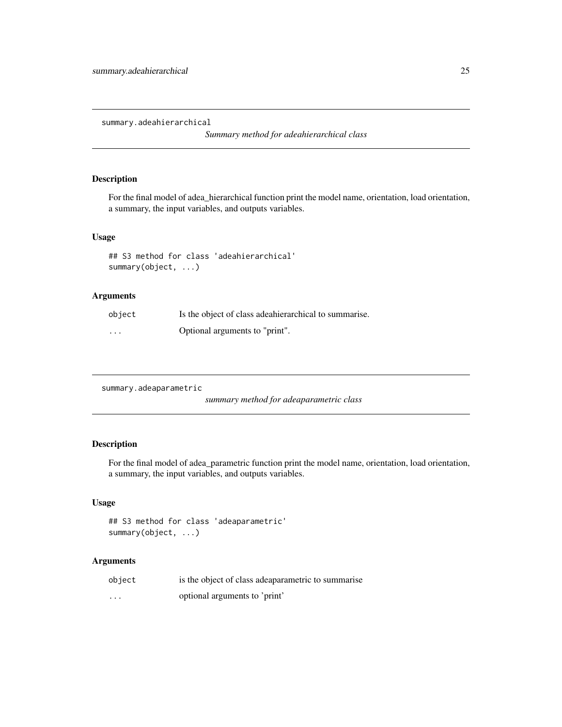## summary.adeahierarchical

*Summary method for adeahierarchical class*

### Description

For the final model of adea_hierarchical function print the model name, orientation, load orientation, a summary, the input variables, and outputs variables.

### Usage

```
## S3 method for class 'adeahierarchical'
summary(object, ...)
```

### Arguments

| | |
|---|---|
| `object` | Is the object of class adeahierarchical to summarise. |
| `...` | Optional arguments to "print". |

## summary.adeaparametric

*summary method for adeaparametric class*

### Description

For the final model of adea_parametric function print the model name, orientation, load orientation, a summary, the input variables, and outputs variables.

### Usage

```
## S3 method for class 'adeaparametric'
summary(object, ...)
```

### Arguments

| | |
|---|---|
| `object` | is the object of class adeaparametric to summarise |
| `...` | optional arguments to 'print' |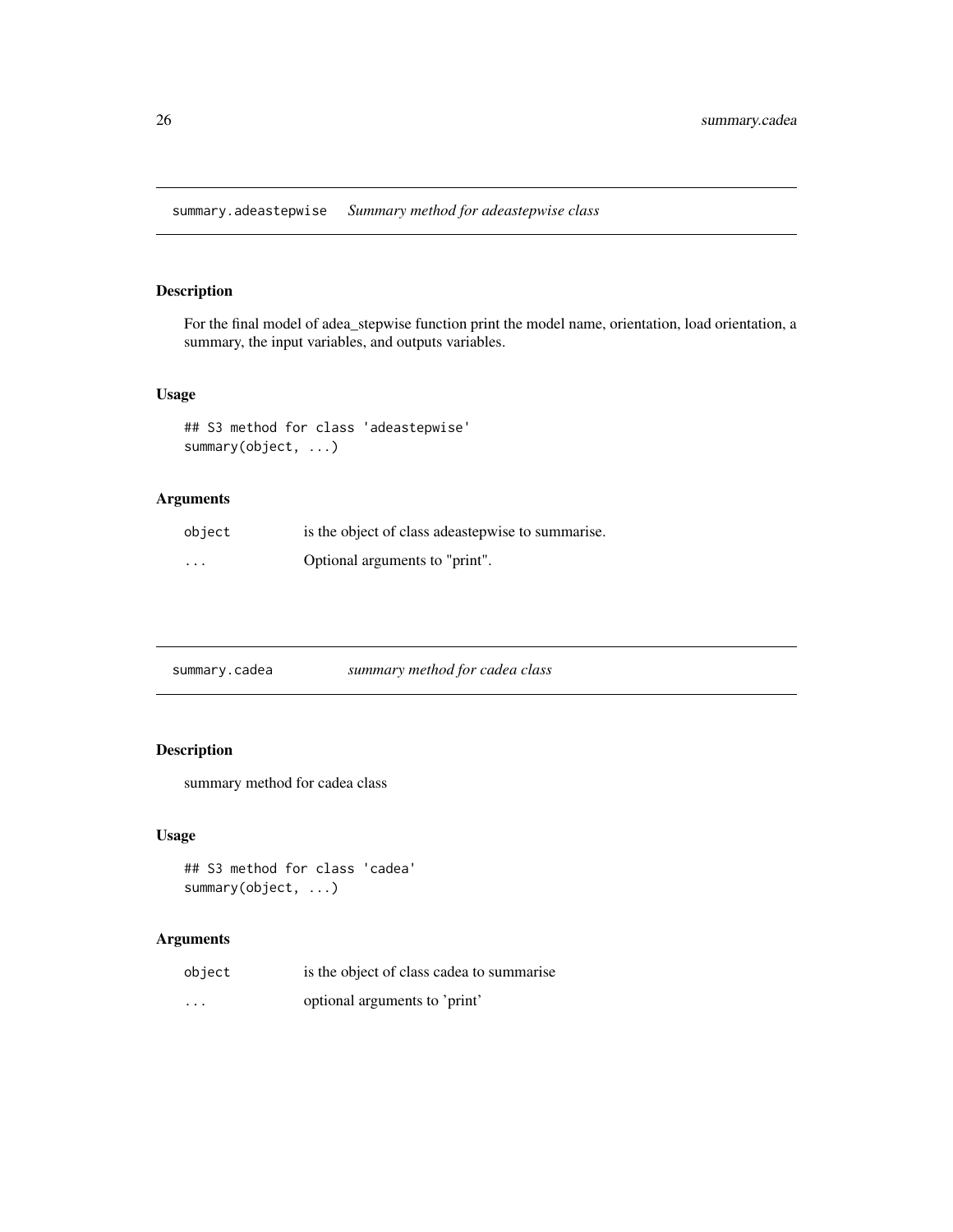## summary.adeastepwise *Summary method for adeastepwise class*

### Description

For the final model of adea_stepwise function print the model name, orientation, load orientation, a summary, the input variables, and outputs variables.

### Usage

```
## S3 method for class 'adeastepwise'
summary(object, ...)
```

### Arguments

| | |
|---|---|
| object | is the object of class adeastepwise to summarise. |
| ... | Optional arguments to "print". |

## summary.cadea *summary method for cadea class*

### Description

summary method for cadea class

### Usage

```
## S3 method for class 'cadea'
summary(object, ...)
```

### Arguments

| | |
|---|---|
| object | is the object of class cadea to summarise |
| ... | optional arguments to 'print' |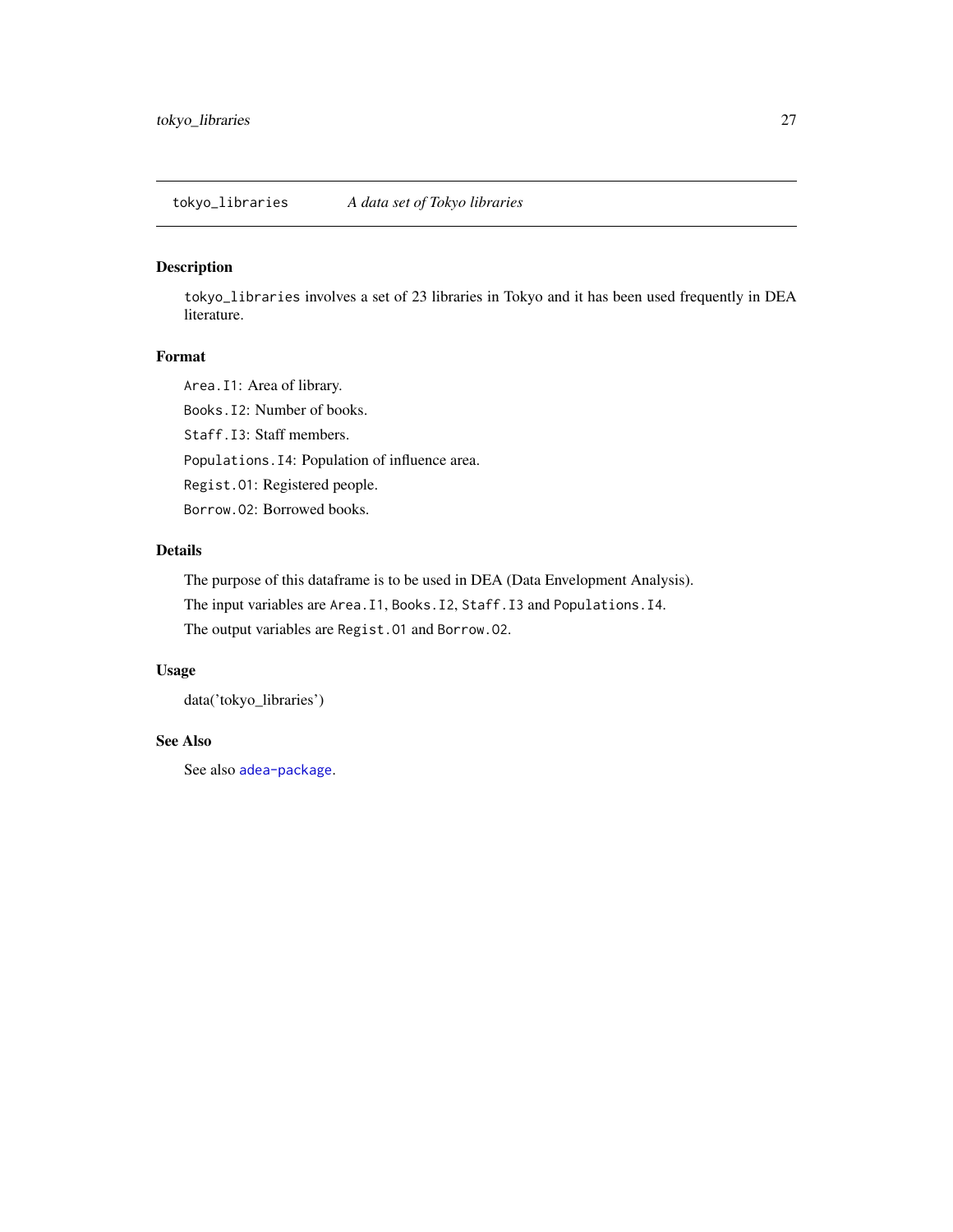## tokyo_libraries — *A data set of Tokyo libraries*

### Description

`tokyo_libraries` involves a set of 23 libraries in Tokyo and it has been used frequently in DEA literature.

### Format

`Area.I1`: Area of library.

`Books.I2`: Number of books.

`Staff.I3`: Staff members.

`Populations.I4`: Population of influence area.

`Regist.O1`: Registered people.

`Borrow.O2`: Borrowed books.

### Details

The purpose of this dataframe is to be used in DEA (Data Envelopment Analysis).

The input variables are `Area.I1`, `Books.I2`, `Staff.I3` and `Populations.I4`.

The output variables are `Regist.O1` and `Borrow.O2`.

### Usage

data('tokyo_libraries')

### See Also

See also `adea-package`.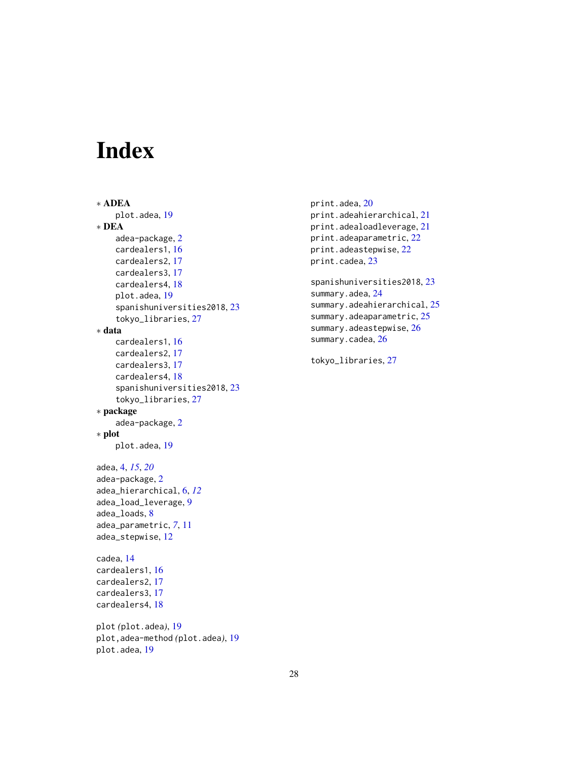# Index

* **ADEA**
    plot.adea, 19
* **DEA**
    adea-package, 2
    cardealers1, 16
    cardealers2, 17
    cardealers3, 17
    cardealers4, 18
    plot.adea, 19
    spanishuniversities2018, 23
    tokyo_libraries, 27
* **data**
    cardealers1, 16
    cardealers2, 17
    cardealers3, 17
    cardealers4, 18
    spanishuniversities2018, 23
    tokyo_libraries, 27
* **package**
    adea-package, 2
* **plot**
    plot.adea, 19

adea, 4, *15*, *20*
adea-package, 2
adea_hierarchical, 6, *12*
adea_load_leverage, 9
adea_loads, 8
adea_parametric, *7*, 11
adea_stepwise, 12

cadea, 14
cardealers1, 16
cardealers2, 17
cardealers3, 17
cardealers4, 18

plot *(*plot.adea*)*, 19
plot,adea-method *(*plot.adea*)*, 19
plot.adea, 19
print.adea, 20
print.adeahierarchical, 21
print.adealoadleverage, 21
print.adeaparametric, 22
print.adeastepwise, 22
print.cadea, 23

spanishuniversities2018, 23
summary.adea, 24
summary.adeahierarchical, 25
summary.adeaparametric, 25
summary.adeastepwise, 26
summary.cadea, 26

tokyo_libraries, 27